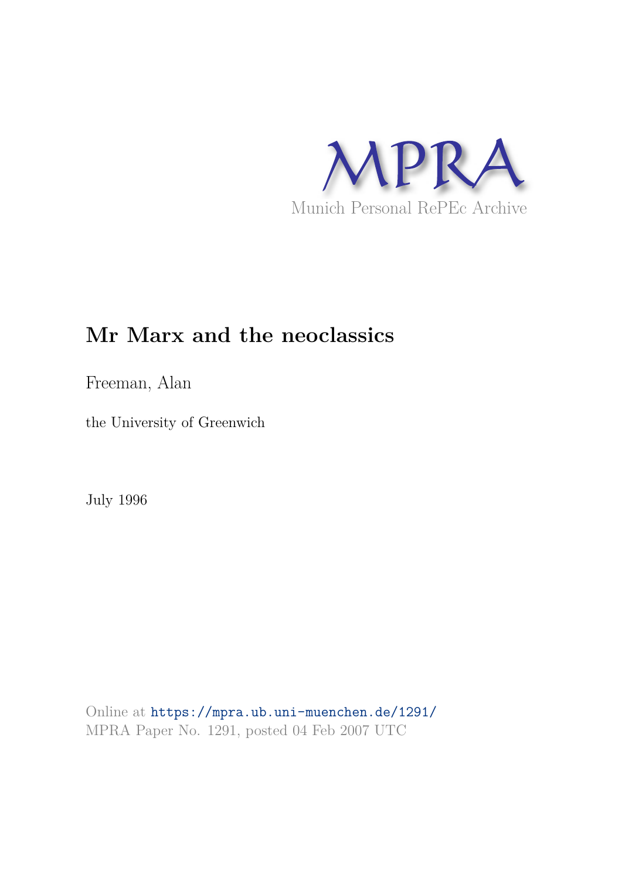MPRA

Munich Personal RePEc Archive

# Mr Marx and the neoclassics

Freeman, Alan

the University of Greenwich

July 1996

Online at https://mpra.ub.uni-muenchen.de/1291/
MPRA Paper No. 1291, posted 04 Feb 2007 UTC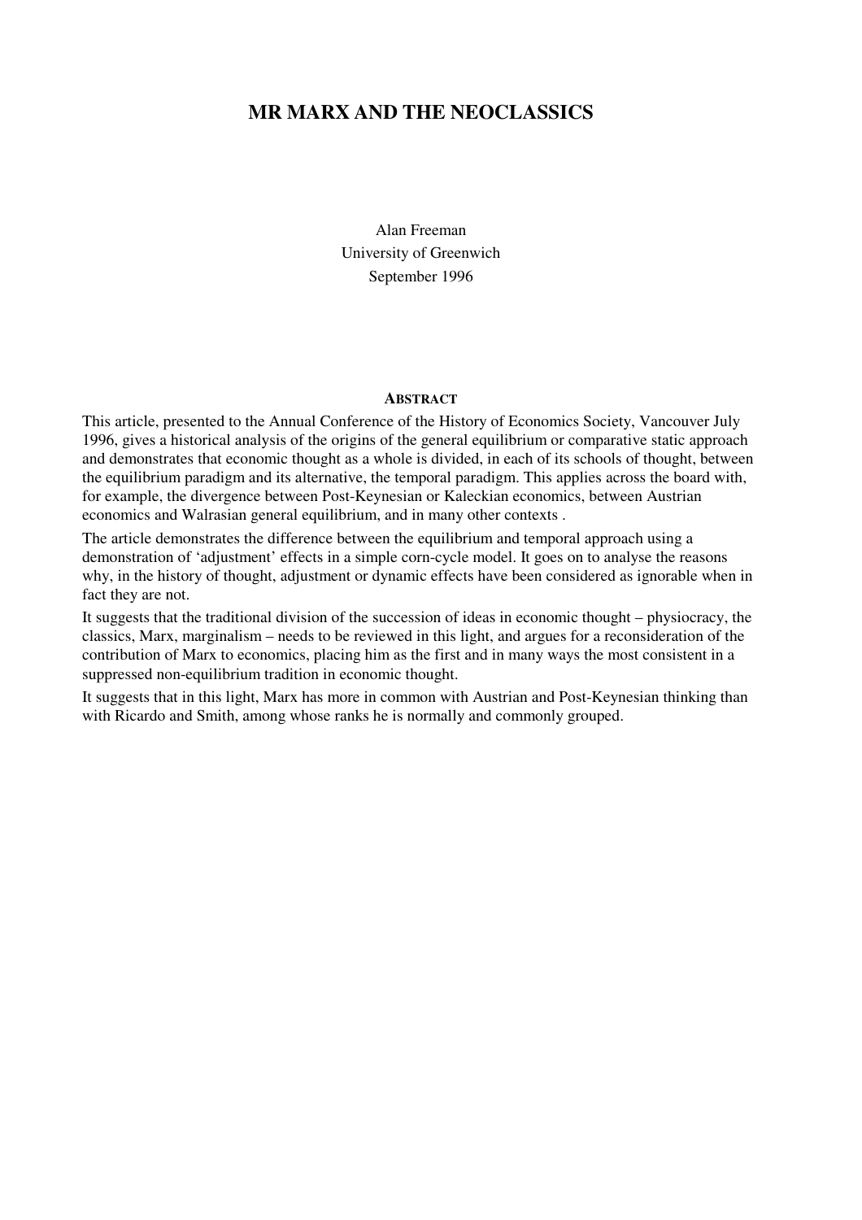# MR MARX AND THE NEOCLASSICS

Alan Freeman
University of Greenwich
September 1996

**ABSTRACT**

This article, presented to the Annual Conference of the History of Economics Society, Vancouver July 1996, gives a historical analysis of the origins of the general equilibrium or comparative static approach and demonstrates that economic thought as a whole is divided, in each of its schools of thought, between the equilibrium paradigm and its alternative, the temporal paradigm. This applies across the board with, for example, the divergence between Post-Keynesian or Kaleckian economics, between Austrian economics and Walrasian general equilibrium, and in many other contexts .

The article demonstrates the difference between the equilibrium and temporal approach using a demonstration of 'adjustment' effects in a simple corn-cycle model. It goes on to analyse the reasons why, in the history of thought, adjustment or dynamic effects have been considered as ignorable when in fact they are not.

It suggests that the traditional division of the succession of ideas in economic thought – physiocracy, the classics, Marx, marginalism – needs to be reviewed in this light, and argues for a reconsideration of the contribution of Marx to economics, placing him as the first and in many ways the most consistent in a suppressed non-equilibrium tradition in economic thought.

It suggests that in this light, Marx has more in common with Austrian and Post-Keynesian thinking than with Ricardo and Smith, among whose ranks he is normally and commonly grouped.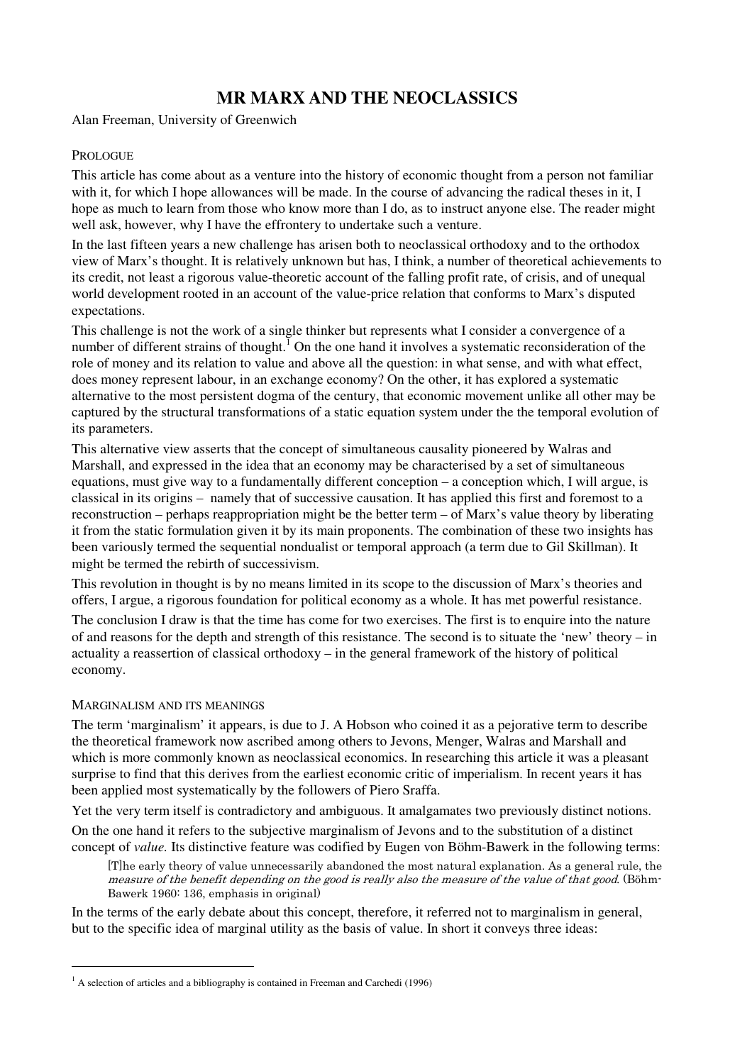# MR MARX AND THE NEOCLASSICS

Alan Freeman, University of Greenwich

## PROLOGUE

This article has come about as a venture into the history of economic thought from a person not familiar with it, for which I hope allowances will be made. In the course of advancing the radical theses in it, I hope as much to learn from those who know more than I do, as to instruct anyone else. The reader might well ask, however, why I have the effrontery to undertake such a venture.

In the last fifteen years a new challenge has arisen both to neoclassical orthodoxy and to the orthodox view of Marx's thought. It is relatively unknown but has, I think, a number of theoretical achievements to its credit, not least a rigorous value-theoretic account of the falling profit rate, of crisis, and of unequal world development rooted in an account of the value-price relation that conforms to Marx's disputed expectations.

This challenge is not the work of a single thinker but represents what I consider a convergence of a number of different strains of thought.[1] On the one hand it involves a systematic reconsideration of the role of money and its relation to value and above all the question: in what sense, and with what effect, does money represent labour, in an exchange economy? On the other, it has explored a systematic alternative to the most persistent dogma of the century, that economic movement unlike all other may be captured by the structural transformations of a static equation system under the the temporal evolution of its parameters.

This alternative view asserts that the concept of simultaneous causality pioneered by Walras and Marshall, and expressed in the idea that an economy may be characterised by a set of simultaneous equations, must give way to a fundamentally different conception – a conception which, I will argue, is classical in its origins – namely that of successive causation. It has applied this first and foremost to a reconstruction – perhaps reappropriation might be the better term – of Marx's value theory by liberating it from the static formulation given it by its main proponents. The combination of these two insights has been variously termed the sequential nondualist or temporal approach (a term due to Gil Skillman). It might be termed the rebirth of successivism.

This revolution in thought is by no means limited in its scope to the discussion of Marx's theories and offers, I argue, a rigorous foundation for political economy as a whole. It has met powerful resistance.

The conclusion I draw is that the time has come for two exercises. The first is to enquire into the nature of and reasons for the depth and strength of this resistance. The second is to situate the 'new' theory – in actuality a reassertion of classical orthodoxy – in the general framework of the history of political economy.

## MARGINALISM AND ITS MEANINGS

The term 'marginalism' it appears, is due to J. A Hobson who coined it as a pejorative term to describe the theoretical framework now ascribed among others to Jevons, Menger, Walras and Marshall and which is more commonly known as neoclassical economics. In researching this article it was a pleasant surprise to find that this derives from the earliest economic critic of imperialism. In recent years it has been applied most systematically by the followers of Piero Sraffa.

Yet the very term itself is contradictory and ambiguous. It amalgamates two previously distinct notions.

On the one hand it refers to the subjective marginalism of Jevons and to the substitution of a distinct concept of *value.* Its distinctive feature was codified by Eugen von Böhm-Bawerk in the following terms:

> [T]he early theory of value unnecessarily abandoned the most natural explanation. As a general rule, the *measure of the benefit depending on the good is really also the measure of the value of that good.* (Böhm-Bawerk 1960: 136, emphasis in original)

In the terms of the early debate about this concept, therefore, it referred not to marginalism in general, but to the specific idea of marginal utility as the basis of value. In short it conveys three ideas:

[1] A selection of articles and a bibliography is contained in Freeman and Carchedi (1996)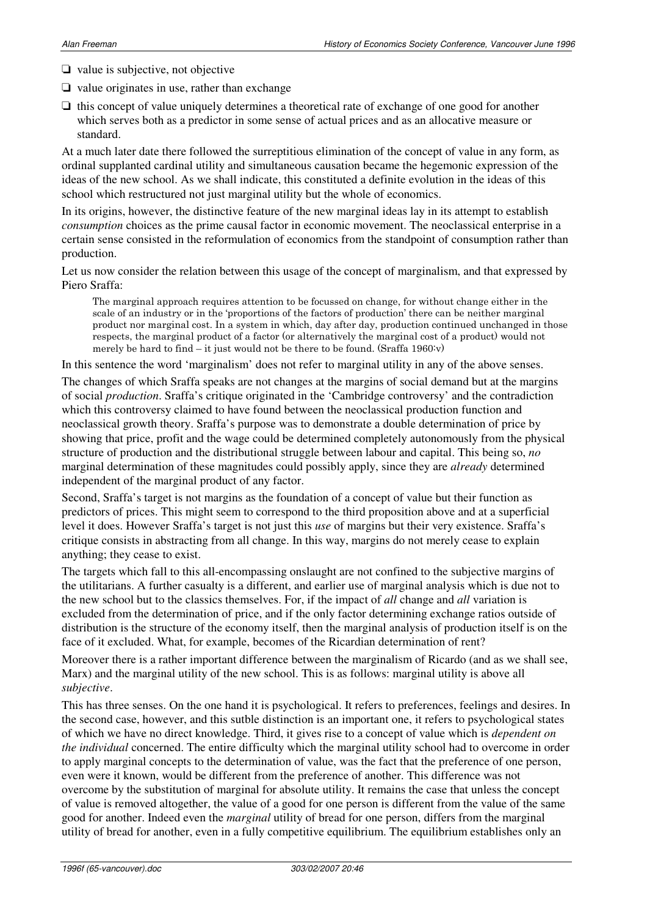- value is subjective, not objective
- value originates in use, rather than exchange
- this concept of value uniquely determines a theoretical rate of exchange of one good for another which serves both as a predictor in some sense of actual prices and as an allocative measure or standard.

At a much later date there followed the surreptitious elimination of the concept of value in any form, as ordinal supplanted cardinal utility and simultaneous causation became the hegemonic expression of the ideas of the new school. As we shall indicate, this constituted a definite evolution in the ideas of this school which restructured not just marginal utility but the whole of economics.

In its origins, however, the distinctive feature of the new marginal ideas lay in its attempt to establish *consumption* choices as the prime causal factor in economic movement. The neoclassical enterprise in a certain sense consisted in the reformulation of economics from the standpoint of consumption rather than production.

Let us now consider the relation between this usage of the concept of marginalism, and that expressed by Piero Sraffa:

> The marginal approach requires attention to be focussed on change, for without change either in the scale of an industry or in the 'proportions of the factors of production' there can be neither marginal product nor marginal cost. In a system in which, day after day, production continued unchanged in those respects, the marginal product of a factor (or alternatively the marginal cost of a product) would not merely be hard to find – it just would not be there to be found. (Sraffa 1960:v)

In this sentence the word 'marginalism' does not refer to marginal utility in any of the above senses.

The changes of which Sraffa speaks are not changes at the margins of social demand but at the margins of social *production*. Sraffa's critique originated in the 'Cambridge controversy' and the contradiction which this controversy claimed to have found between the neoclassical production function and neoclassical growth theory. Sraffa's purpose was to demonstrate a double determination of price by showing that price, profit and the wage could be determined completely autonomously from the physical structure of production and the distributional struggle between labour and capital. This being so, *no* marginal determination of these magnitudes could possibly apply, since they are *already* determined independent of the marginal product of any factor.

Second, Sraffa's target is not margins as the foundation of a concept of value but their function as predictors of prices. This might seem to correspond to the third proposition above and at a superficial level it does. However Sraffa's target is not just this *use* of margins but their very existence. Sraffa's critique consists in abstracting from all change. In this way, margins do not merely cease to explain anything; they cease to exist.

The targets which fall to this all-encompassing onslaught are not confined to the subjective margins of the utilitarians. A further casualty is a different, and earlier use of marginal analysis which is due not to the new school but to the classics themselves. For, if the impact of *all* change and *all* variation is excluded from the determination of price, and if the only factor determining exchange ratios outside of distribution is the structure of the economy itself, then the marginal analysis of production itself is on the face of it excluded. What, for example, becomes of the Ricardian determination of rent?

Moreover there is a rather important difference between the marginalism of Ricardo (and as we shall see, Marx) and the marginal utility of the new school. This is as follows: marginal utility is above all *subjective*.

This has three senses. On the one hand it is psychological. It refers to preferences, feelings and desires. In the second case, however, and this sutble distinction is an important one, it refers to psychological states of which we have no direct knowledge. Third, it gives rise to a concept of value which is *dependent on the individual* concerned. The entire difficulty which the marginal utility school had to overcome in order to apply marginal concepts to the determination of value, was the fact that the preference of one person, even were it known, would be different from the preference of another. This difference was not overcome by the substitution of marginal for absolute utility. It remains the case that unless the concept of value is removed altogether, the value of a good for one person is different from the value of the same good for another. Indeed even the *marginal* utility of bread for one person, differs from the marginal utility of bread for another, even in a fully competitive equilibrium. The equilibrium establishes only an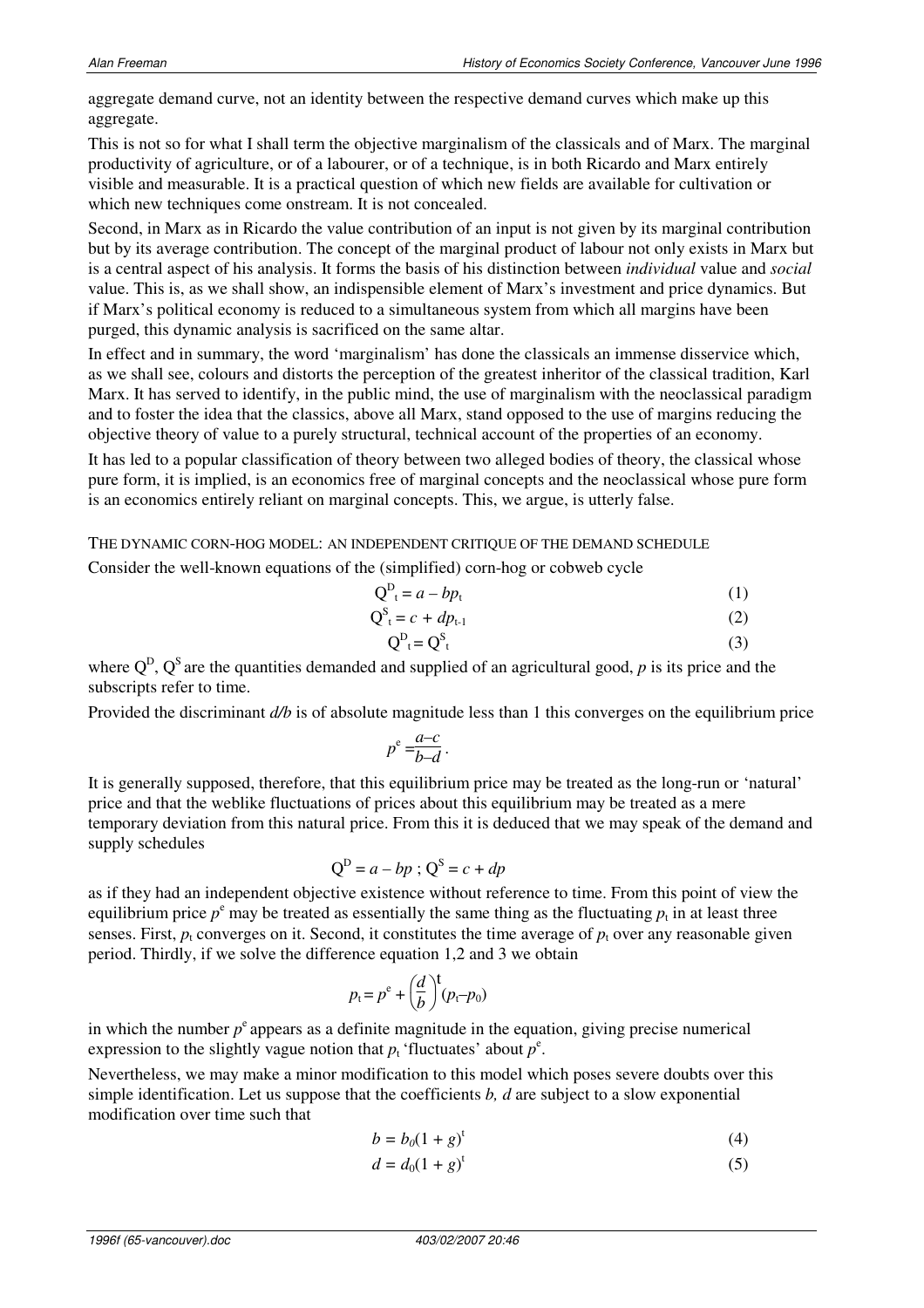aggregate demand curve, not an identity between the respective demand curves which make up this aggregate.

This is not so for what I shall term the objective marginalism of the classicals and of Marx. The marginal productivity of agriculture, or of a labourer, or of a technique, is in both Ricardo and Marx entirely visible and measurable. It is a practical question of which new fields are available for cultivation or which new techniques come onstream. It is not concealed.

Second, in Marx as in Ricardo the value contribution of an input is not given by its marginal contribution but by its average contribution. The concept of the marginal product of labour not only exists in Marx but is a central aspect of his analysis. It forms the basis of his distinction between *individual* value and *social* value. This is, as we shall show, an indispensible element of Marx's investment and price dynamics. But if Marx's political economy is reduced to a simultaneous system from which all margins have been purged, this dynamic analysis is sacrificed on the same altar.

In effect and in summary, the word 'marginalism' has done the classicals an immense disservice which, as we shall see, colours and distorts the perception of the greatest inheritor of the classical tradition, Karl Marx. It has served to identify, in the public mind, the use of marginalism with the neoclassical paradigm and to foster the idea that the classics, above all Marx, stand opposed to the use of margins reducing the objective theory of value to a purely structural, technical account of the properties of an economy.

It has led to a popular classification of theory between two alleged bodies of theory, the classical whose pure form, it is implied, is an economics free of marginal concepts and the neoclassical whose pure form is an economics entirely reliant on marginal concepts. This, we argue, is utterly false.

## The dynamic corn-hog model: an independent critique of the demand schedule

Consider the well-known equations of the (simplified) corn-hog or cobweb cycle

$$Q^D_t = a - bp_t \tag{1}$$

$$Q^S_t = c + dp_{t-1} \tag{2}$$

$$Q^D_t = Q^S_t \tag{3}$$

where $Q^D$, $Q^S$ are the quantities demanded and supplied of an agricultural good, $p$ is its price and the subscripts refer to time.

Provided the discriminant $d/b$ is of absolute magnitude less than 1 this converges on the equilibrium price

$$p^e = \frac{a-c}{b-d}.$$

It is generally supposed, therefore, that this equilibrium price may be treated as the long-run or 'natural' price and that the weblike fluctuations of prices about this equilibrium may be treated as a mere temporary deviation from this natural price. From this it is deduced that we may speak of the demand and supply schedules

$$Q^D = a - bp\ ;\ Q^S = c + dp$$

as if they had an independent objective existence without reference to time. From this point of view the equilibrium price $p^e$ may be treated as essentially the same thing as the fluctuating $p_t$ in at least three senses. First, $p_t$ converges on it. Second, it constitutes the time average of $p_t$ over any reasonable given period. Thirdly, if we solve the difference equation 1,2 and 3 we obtain

$$p_t = p^e + \left(\frac{d}{b}\right)^t (p_t - p_0)$$

in which the number $p^e$ appears as a definite magnitude in the equation, giving precise numerical expression to the slightly vague notion that $p_t$ 'fluctuates' about $p^e$.

Nevertheless, we may make a minor modification to this model which poses severe doubts over this simple identification. Let us suppose that the coefficients $b$, $d$ are subject to a slow exponential modification over time such that

$$b = b_0(1 + g)^t \tag{4}$$

$$d = d_0(1 + g)^t \tag{5}$$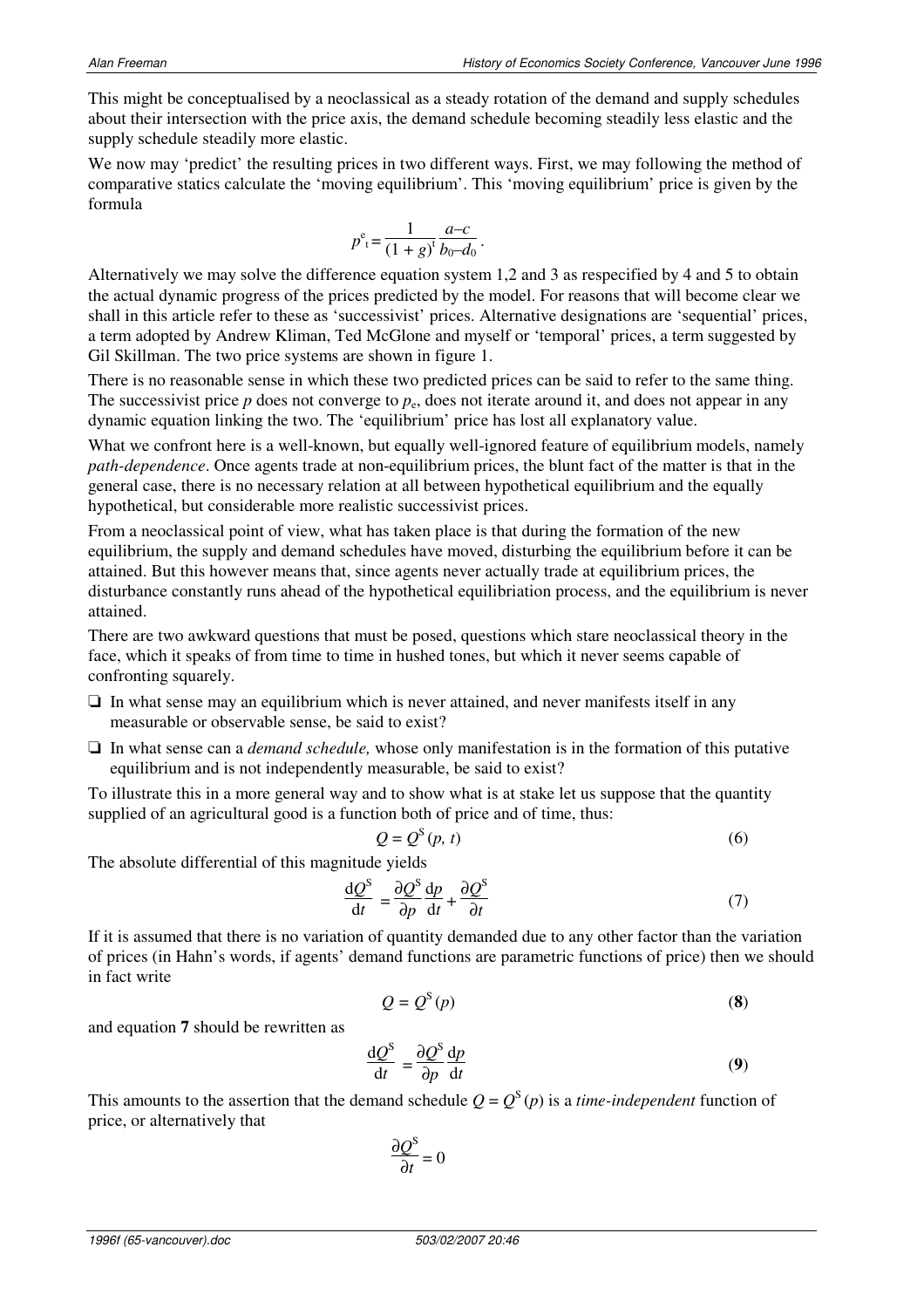This might be conceptualised by a neoclassical as a steady rotation of the demand and supply schedules about their intersection with the price axis, the demand schedule becoming steadily less elastic and the supply schedule steadily more elastic.

We now may 'predict' the resulting prices in two different ways. First, we may following the method of comparative statics calculate the 'moving equilibrium'. This 'moving equilibrium' price is given by the formula

$$p^{e}_{t} = \frac{1}{(1+g)^{t}} \frac{a-c}{b_0-d_0}.$$

Alternatively we may solve the difference equation system 1,2 and 3 as respecified by 4 and 5 to obtain the actual dynamic progress of the prices predicted by the model. For reasons that will become clear we shall in this article refer to these as 'successivist' prices. Alternative designations are 'sequential' prices, a term adopted by Andrew Kliman, Ted McGlone and myself or 'temporal' prices, a term suggested by Gil Skillman. The two price systems are shown in figure 1.

There is no reasonable sense in which these two predicted prices can be said to refer to the same thing. The successivist price $p$ does not converge to $p_e$, does not iterate around it, and does not appear in any dynamic equation linking the two. The 'equilibrium' price has lost all explanatory value.

What we confront here is a well-known, but equally well-ignored feature of equilibrium models, namely *path-dependence*. Once agents trade at non-equilibrium prices, the blunt fact of the matter is that in the general case, there is no necessary relation at all between hypothetical equilibrium and the equally hypothetical, but considerable more realistic successivist prices.

From a neoclassical point of view, what has taken place is that during the formation of the new equilibrium, the supply and demand schedules have moved, disturbing the equilibrium before it can be attained. But this however means that, since agents never actually trade at equilibrium prices, the disturbance constantly runs ahead of the hypothetical equilibriation process, and the equilibrium is never attained.

There are two awkward questions that must be posed, questions which stare neoclassical theory in the face, which it speaks of from time to time in hushed tones, but which it never seems capable of confronting squarely.

- ❏ In what sense may an equilibrium which is never attained, and never manifests itself in any measurable or observable sense, be said to exist?
- ❏ In what sense can a *demand schedule,* whose only manifestation is in the formation of this putative equilibrium and is not independently measurable, be said to exist?

To illustrate this in a more general way and to show what is at stake let us suppose that the quantity supplied of an agricultural good is a function both of price and of time, thus:

$$Q = Q^{S}(p, t) \tag{6}$$

The absolute differential of this magnitude yields

$$\frac{dQ^{S}}{dt} = \frac{\partial Q^{S}}{\partial p}\frac{dp}{dt} + \frac{\partial Q^{S}}{\partial t} \tag{7}$$

If it is assumed that there is no variation of quantity demanded due to any other factor than the variation of prices (in Hahn's words, if agents' demand functions are parametric functions of price) then we should in fact write

$$Q = Q^{S}(p) \tag{8}$$

and equation **7** should be rewritten as

$$\frac{dQ^{S}}{dt} = \frac{\partial Q^{S}}{\partial p}\frac{dp}{dt} \tag{9}$$

This amounts to the assertion that the demand schedule $Q = Q^{S}(p)$ is a *time-independent* function of price, or alternatively that

$$\frac{\partial Q^{S}}{\partial t} = 0$$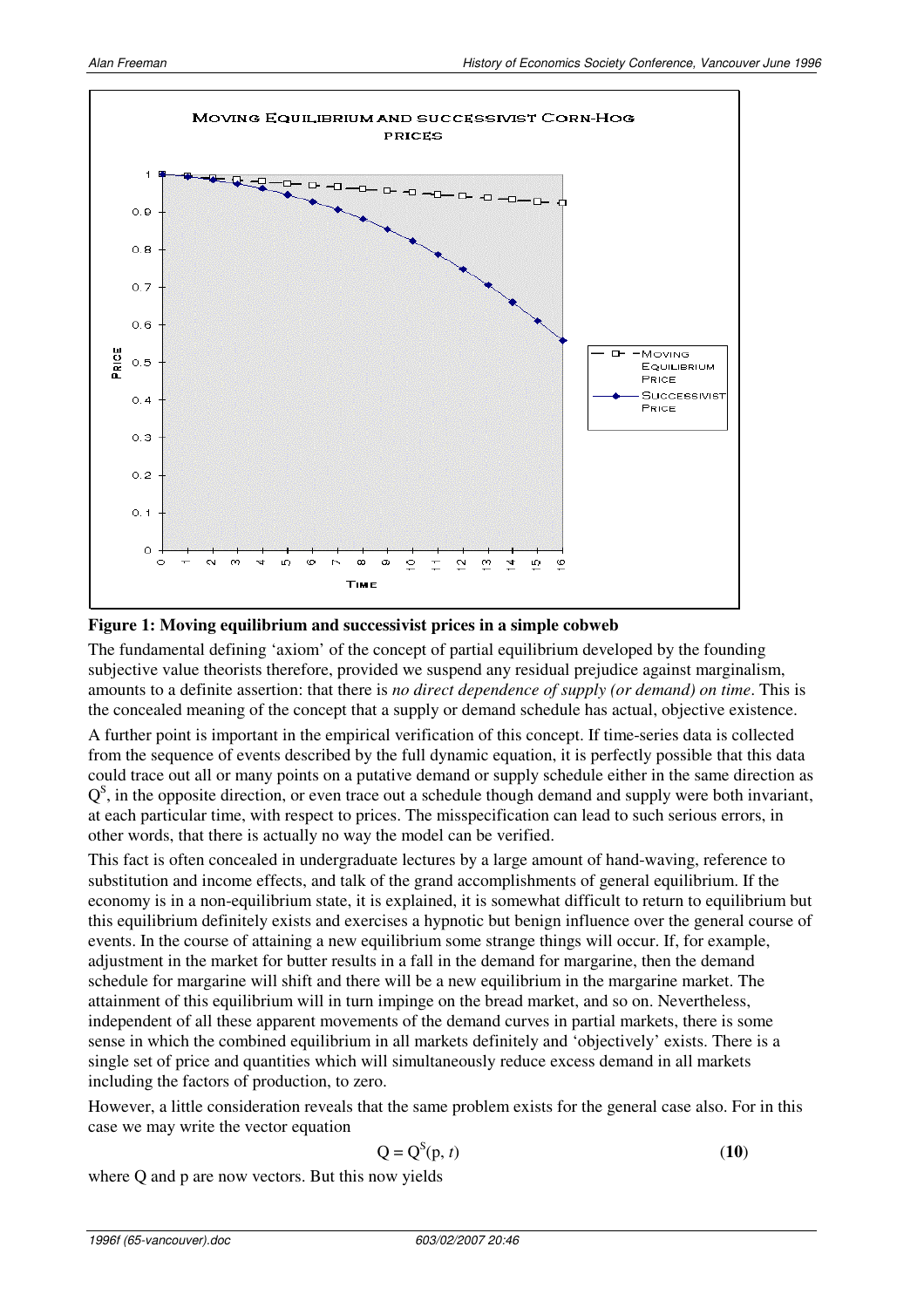**Figure 1: Moving equilibrium and successivist prices in a simple cobweb**

The fundamental defining 'axiom' of the concept of partial equilibrium developed by the founding subjective value theorists therefore, provided we suspend any residual prejudice against marginalism, amounts to a definite assertion: that there is *no direct dependence of supply (or demand) on time*. This is the concealed meaning of the concept that a supply or demand schedule has actual, objective existence.

A further point is important in the empirical verification of this concept. If time-series data is collected from the sequence of events described by the full dynamic equation, it is perfectly possible that this data could trace out all or many points on a putative demand or supply schedule either in the same direction as $Q^S$, in the opposite direction, or even trace out a schedule though demand and supply were both invariant, at each particular time, with respect to prices. The misspecification can lead to such serious errors, in other words, that there is actually no way the model can be verified.

This fact is often concealed in undergraduate lectures by a large amount of hand-waving, reference to substitution and income effects, and talk of the grand accomplishments of general equilibrium. If the economy is in a non-equilibrium state, it is explained, it is somewhat difficult to return to equilibrium but this equilibrium definitely exists and exercises a hypnotic but benign influence over the general course of events. In the course of attaining a new equilibrium some strange things will occur. If, for example, adjustment in the market for butter results in a fall in the demand for margarine, then the demand schedule for margarine will shift and there will be a new equilibrium in the margarine market. The attainment of this equilibrium will in turn impinge on the bread market, and so on. Nevertheless, independent of all these apparent movements of the demand curves in partial markets, there is some sense in which the combined equilibrium in all markets definitely and 'objectively' exists. There is a single set of price and quantities which will simultaneously reduce excess demand in all markets including the factors of production, to zero.

However, a little consideration reveals that the same problem exists for the general case also. For in this case we may write the vector equation

$$Q = Q^S(p, t) \qquad \textbf{(10)}$$

where Q and p are now vectors. But this now yields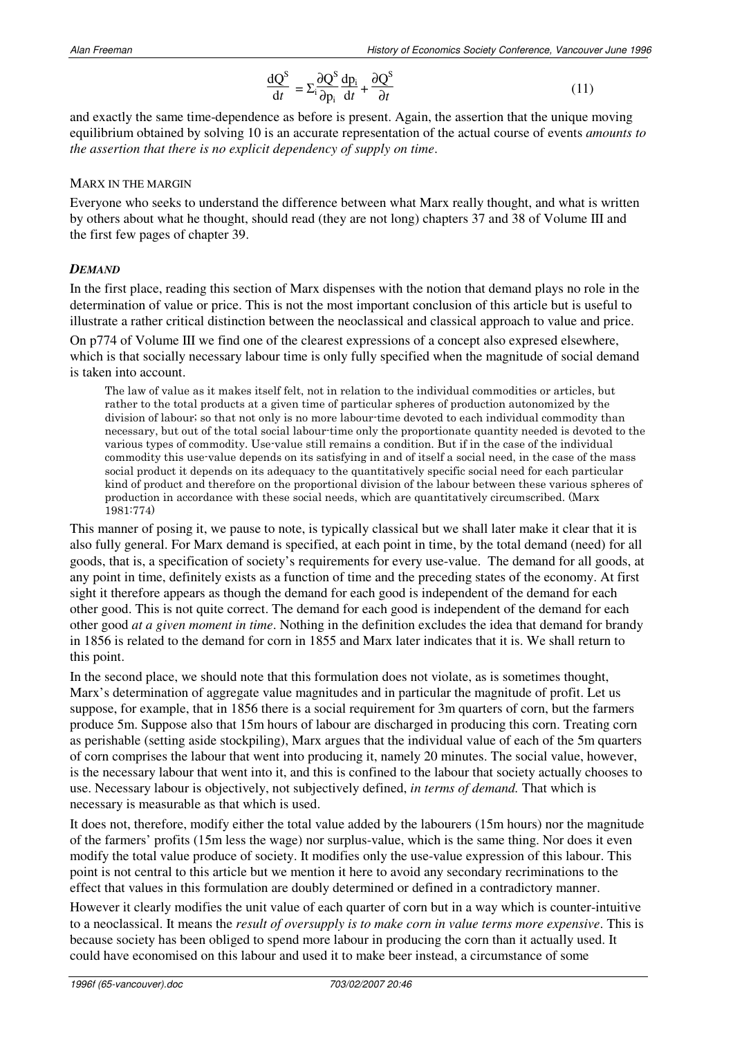$$\frac{dQ^S}{dt} = \Sigma_i \frac{\partial Q^S}{\partial p_i}\frac{dp_i}{dt} + \frac{\partial Q^S}{\partial t} \tag{11}$$

and exactly the same time-dependence as before is present. Again, the assertion that the unique moving equilibrium obtained by solving 10 is an accurate representation of the actual course of events *amounts to the assertion that there is no explicit dependency of supply on time*.

## MARX IN THE MARGIN

Everyone who seeks to understand the difference between what Marx really thought, and what is written by others about what he thought, should read (they are not long) chapters 37 and 38 of Volume III and the first few pages of chapter 39.

### *DEMAND*

In the first place, reading this section of Marx dispenses with the notion that demand plays no role in the determination of value or price. This is not the most important conclusion of this article but is useful to illustrate a rather critical distinction between the neoclassical and classical approach to value and price.

On p774 of Volume III we find one of the clearest expressions of a concept also expresed elsewhere, which is that socially necessary labour time is only fully specified when the magnitude of social demand is taken into account.

> The law of value as it makes itself felt, not in relation to the individual commodities or articles, but rather to the total products at a given time of particular spheres of production autonomized by the division of labour; so that not only is no more labour-time devoted to each individual commodity than necessary, but out of the total social labour-time only the proportionate quantity needed is devoted to the various types of commodity. Use-value still remains a condition. But if in the case of the individual commodity this use-value depends on its satisfying in and of itself a social need, in the case of the mass social product it depends on its adequacy to the quantitatively specific social need for each particular kind of product and therefore on the proportional division of the labour between these various spheres of production in accordance with these social needs, which are quantitatively circumscribed. (Marx 1981:774)

This manner of posing it, we pause to note, is typically classical but we shall later make it clear that it is also fully general. For Marx demand is specified, at each point in time, by the total demand (need) for all goods, that is, a specification of society's requirements for every use-value. The demand for all goods, at any point in time, definitely exists as a function of time and the preceding states of the economy. At first sight it therefore appears as though the demand for each good is independent of the demand for each other good. This is not quite correct. The demand for each good is independent of the demand for each other good *at a given moment in time*. Nothing in the definition excludes the idea that demand for brandy in 1856 is related to the demand for corn in 1855 and Marx later indicates that it is. We shall return to this point.

In the second place, we should note that this formulation does not violate, as is sometimes thought, Marx's determination of aggregate value magnitudes and in particular the magnitude of profit. Let us suppose, for example, that in 1856 there is a social requirement for 3m quarters of corn, but the farmers produce 5m. Suppose also that 15m hours of labour are discharged in producing this corn. Treating corn as perishable (setting aside stockpiling), Marx argues that the individual value of each of the 5m quarters of corn comprises the labour that went into producing it, namely 20 minutes. The social value, however, is the necessary labour that went into it, and this is confined to the labour that society actually chooses to use. Necessary labour is objectively, not subjectively defined, *in terms of demand.* That which is necessary is measurable as that which is used.

It does not, therefore, modify either the total value added by the labourers (15m hours) nor the magnitude of the farmers' profits (15m less the wage) nor surplus-value, which is the same thing. Nor does it even modify the total value produce of society. It modifies only the use-value expression of this labour. This point is not central to this article but we mention it here to avoid any secondary recriminations to the effect that values in this formulation are doubly determined or defined in a contradictory manner.

However it clearly modifies the unit value of each quarter of corn but in a way which is counter-intuitive to a neoclassical. It means the *result of oversupply is to make corn in value terms more expensive*. This is because society has been obliged to spend more labour in producing the corn than it actually used. It could have economised on this labour and used it to make beer instead, a circumstance of some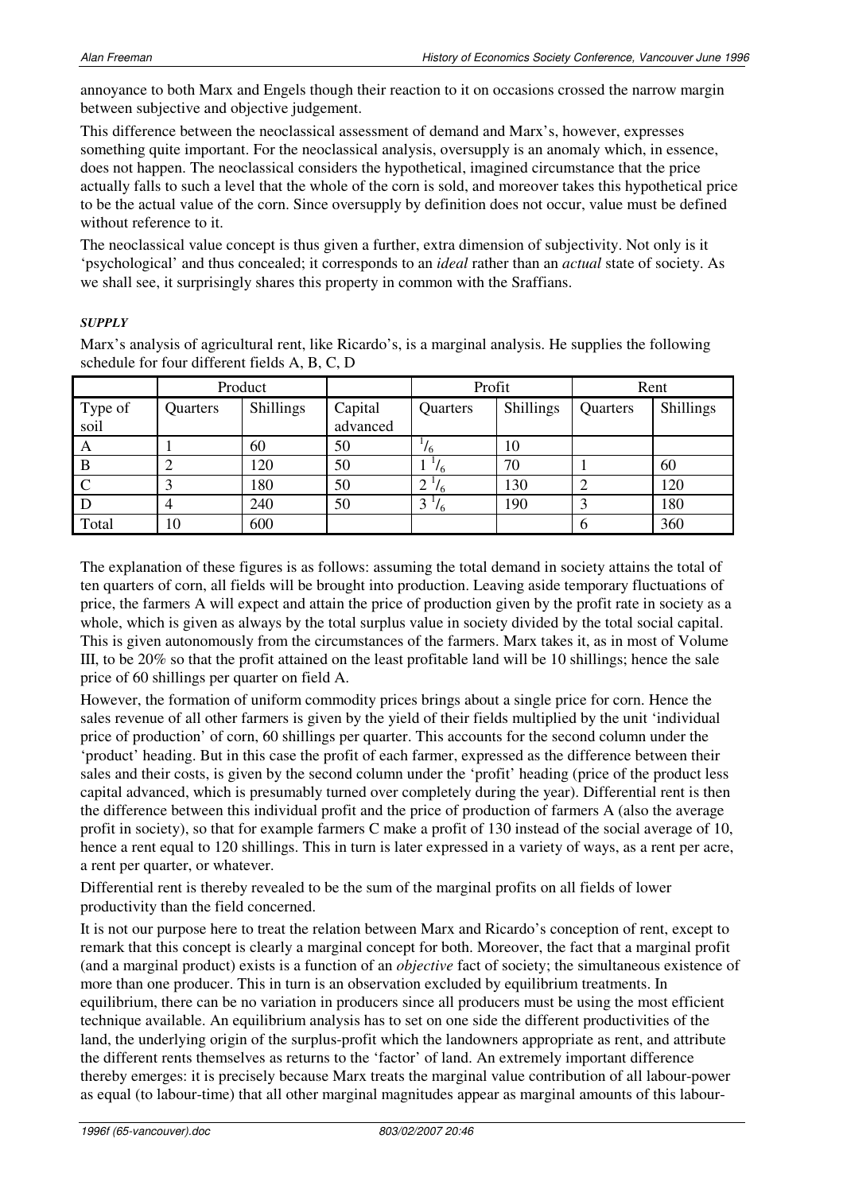annoyance to both Marx and Engels though their reaction to it on occasions crossed the narrow margin between subjective and objective judgement.

This difference between the neoclassical assessment of demand and Marx's, however, expresses something quite important. For the neoclassical analysis, oversupply is an anomaly which, in essence, does not happen. The neoclassical considers the hypothetical, imagined circumstance that the price actually falls to such a level that the whole of the corn is sold, and moreover takes this hypothetical price to be the actual value of the corn. Since oversupply by definition does not occur, value must be defined without reference to it.

The neoclassical value concept is thus given a further, extra dimension of subjectivity. Not only is it 'psychological' and thus concealed; it corresponds to an *ideal* rather than an *actual* state of society. As we shall see, it surprisingly shares this property in common with the Sraffians.

***SUPPLY***

Marx's analysis of agricultural rent, like Ricardo's, is a marginal analysis. He supplies the following schedule for four different fields A, B, C, D

| | Product | | | Profit | | Rent | |
|---|---|---|---|---|---|---|---|
| Type of soil | Quarters | Shillings | Capital advanced | Quarters | Shillings | Quarters | Shillings |
| A | 1 | 60 | 50 | $^{1}/_{6}$ | 10 | | |
| B | 2 | 120 | 50 | $1\,^{1}/_{6}$ | 70 | 1 | 60 |
| C | 3 | 180 | 50 | $2\,^{1}/_{6}$ | 130 | 2 | 120 |
| D | 4 | 240 | 50 | $3\,^{1}/_{6}$ | 190 | 3 | 180 |
| Total | 10 | 600 | | | | 6 | 360 |

The explanation of these figures is as follows: assuming the total demand in society attains the total of ten quarters of corn, all fields will be brought into production. Leaving aside temporary fluctuations of price, the farmers A will expect and attain the price of production given by the profit rate in society as a whole, which is given as always by the total surplus value in society divided by the total social capital. This is given autonomously from the circumstances of the farmers. Marx takes it, as in most of Volume III, to be 20% so that the profit attained on the least profitable land will be 10 shillings; hence the sale price of 60 shillings per quarter on field A.

However, the formation of uniform commodity prices brings about a single price for corn. Hence the sales revenue of all other farmers is given by the yield of their fields multiplied by the unit 'individual price of production' of corn, 60 shillings per quarter. This accounts for the second column under the 'product' heading. But in this case the profit of each farmer, expressed as the difference between their sales and their costs, is given by the second column under the 'profit' heading (price of the product less capital advanced, which is presumably turned over completely during the year). Differential rent is then the difference between this individual profit and the price of production of farmers A (also the average profit in society), so that for example farmers C make a profit of 130 instead of the social average of 10, hence a rent equal to 120 shillings. This in turn is later expressed in a variety of ways, as a rent per acre, a rent per quarter, or whatever.

Differential rent is thereby revealed to be the sum of the marginal profits on all fields of lower productivity than the field concerned.

It is not our purpose here to treat the relation between Marx and Ricardo's conception of rent, except to remark that this concept is clearly a marginal concept for both. Moreover, the fact that a marginal profit (and a marginal product) exists is a function of an *objective* fact of society; the simultaneous existence of more than one producer. This in turn is an observation excluded by equilibrium treatments. In equilibrium, there can be no variation in producers since all producers must be using the most efficient technique available. An equilibrium analysis has to set on one side the different productivities of the land, the underlying origin of the surplus-profit which the landowners appropriate as rent, and attribute the different rents themselves as returns to the 'factor' of land. An extremely important difference thereby emerges: it is precisely because Marx treats the marginal value contribution of all labour-power as equal (to labour-time) that all other marginal magnitudes appear as marginal amounts of this labour-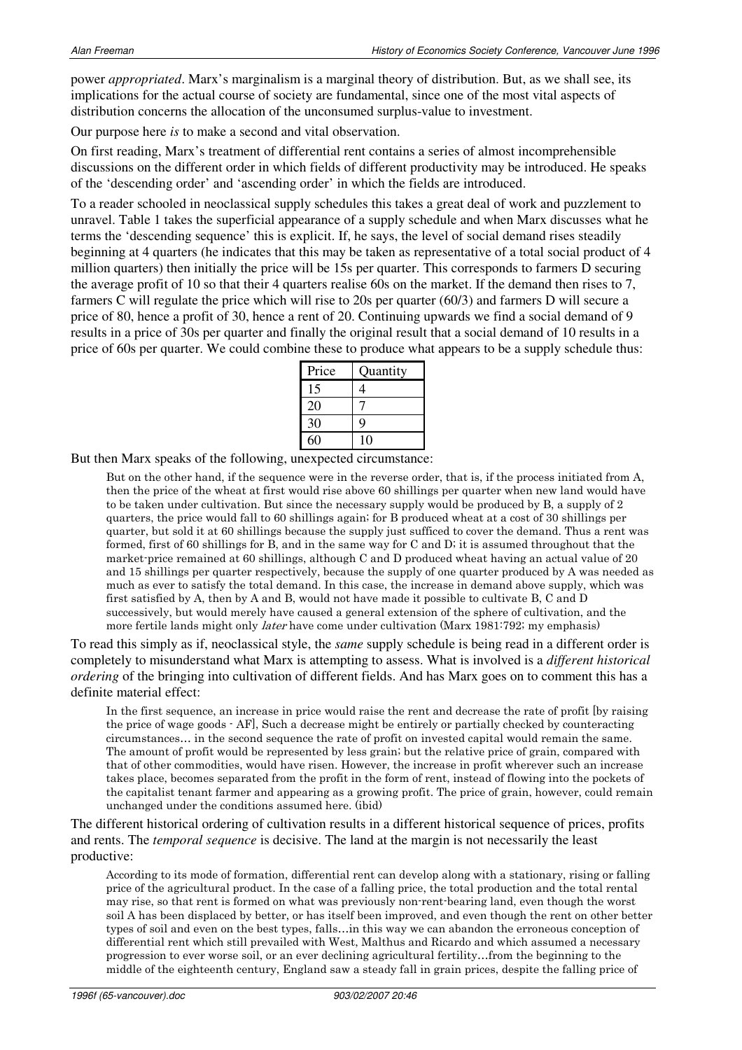power *appropriated*. Marx's marginalism is a marginal theory of distribution. But, as we shall see, its implications for the actual course of society are fundamental, since one of the most vital aspects of distribution concerns the allocation of the unconsumed surplus-value to investment.

Our purpose here *is* to make a second and vital observation.

On first reading, Marx's treatment of differential rent contains a series of almost incomprehensible discussions on the different order in which fields of different productivity may be introduced. He speaks of the 'descending order' and 'ascending order' in which the fields are introduced.

To a reader schooled in neoclassical supply schedules this takes a great deal of work and puzzlement to unravel. Table 1 takes the superficial appearance of a supply schedule and when Marx discusses what he terms the 'descending sequence' this is explicit. If, he says, the level of social demand rises steadily beginning at 4 quarters (he indicates that this may be taken as representative of a total social product of 4 million quarters) then initially the price will be 15s per quarter. This corresponds to farmers D securing the average profit of 10 so that their 4 quarters realise 60s on the market. If the demand then rises to 7, farmers C will regulate the price which will rise to 20s per quarter (60/3) and farmers D will secure a price of 80, hence a profit of 30, hence a rent of 20. Continuing upwards we find a social demand of 9 results in a price of 30s per quarter and finally the original result that a social demand of 10 results in a price of 60s per quarter. We could combine these to produce what appears to be a supply schedule thus:

| Price | Quantity |
|---|---|
| 15 | 4 |
| 20 | 7 |
| 30 | 9 |
| 60 | 10 |

But then Marx speaks of the following, unexpected circumstance:

> But on the other hand, if the sequence were in the reverse order, that is, if the process initiated from A, then the price of the wheat at first would rise above 60 shillings per quarter when new land would have to be taken under cultivation. But since the necessary supply would be produced by B, a supply of 2 quarters, the price would fall to 60 shillings again; for B produced wheat at a cost of 30 shillings per quarter, but sold it at 60 shillings because the supply just sufficed to cover the demand. Thus a rent was formed, first of 60 shillings for B, and in the same way for C and D; it is assumed throughout that the market-price remained at 60 shillings, although C and D produced wheat having an actual value of 20 and 15 shillings per quarter respectively, because the supply of one quarter produced by A was needed as much as ever to satisfy the total demand. In this case, the increase in demand above supply, which was first satisfied by A, then by A and B, would not have made it possible to cultivate B, C and D successively, but would merely have caused a general extension of the sphere of cultivation, and the more fertile lands might only *later* have come under cultivation (Marx 1981:792; my emphasis)

To read this simply as if, neoclassical style, the *same* supply schedule is being read in a different order is completely to misunderstand what Marx is attempting to assess. What is involved is a *different historical ordering* of the bringing into cultivation of different fields. And has Marx goes on to comment this has a definite material effect:

> In the first sequence, an increase in price would raise the rent and decrease the rate of profit [by raising the price of wage goods - AF], Such a decrease might be entirely or partially checked by counteracting circumstances… in the second sequence the rate of profit on invested capital would remain the same. The amount of profit would be represented by less grain; but the relative price of grain, compared with that of other commodities, would have risen. However, the increase in profit wherever such an increase takes place, becomes separated from the profit in the form of rent, instead of flowing into the pockets of the capitalist tenant farmer and appearing as a growing profit. The price of grain, however, could remain unchanged under the conditions assumed here. (ibid)

The different historical ordering of cultivation results in a different historical sequence of prices, profits and rents. The *temporal sequence* is decisive. The land at the margin is not necessarily the least productive:

> According to its mode of formation, differential rent can develop along with a stationary, rising or falling price of the agricultural product. In the case of a falling price, the total production and the total rental may rise, so that rent is formed on what was previously non-rent-bearing land, even though the worst soil A has been displaced by better, or has itself been improved, and even though the rent on other better types of soil and even on the best types, falls…in this way we can abandon the erroneous conception of differential rent which still prevailed with West, Malthus and Ricardo and which assumed a necessary progression to ever worse soil, or an ever declining agricultural fertility…from the beginning to the middle of the eighteenth century, England saw a steady fall in grain prices, despite the falling price of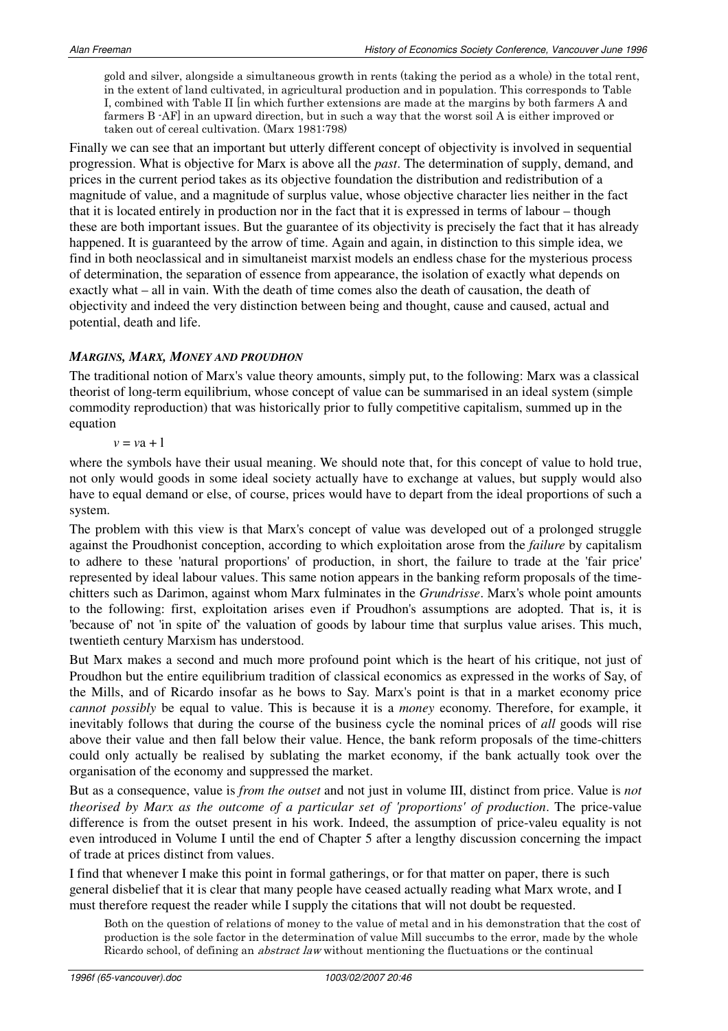> gold and silver, alongside a simultaneous growth in rents (taking the period as a whole) in the total rent, in the extent of land cultivated, in agricultural production and in population. This corresponds to Table I, combined with Table II [in which further extensions are made at the margins by both farmers A and farmers B -AF] in an upward direction, but in such a way that the worst soil A is either improved or taken out of cereal cultivation. (Marx 1981:798)

Finally we can see that an important but utterly different concept of objectivity is involved in sequential progression. What is objective for Marx is above all the *past*. The determination of supply, demand, and prices in the current period takes as its objective foundation the distribution and redistribution of a magnitude of value, and a magnitude of surplus value, whose objective character lies neither in the fact that it is located entirely in production nor in the fact that it is expressed in terms of labour – though these are both important issues. But the guarantee of its objectivity is precisely the fact that it has already happened. It is guaranteed by the arrow of time. Again and again, in distinction to this simple idea, we find in both neoclassical and in simultaneist marxist models an endless chase for the mysterious process of determination, the separation of essence from appearance, the isolation of exactly what depends on exactly what – all in vain. With the death of time comes also the death of causation, the death of objectivity and indeed the very distinction between being and thought, cause and caused, actual and potential, death and life.

### *MARGINS, MARX, MONEY AND PROUDHON*

The traditional notion of Marx's value theory amounts, simply put, to the following: Marx was a classical theorist of long-term equilibrium, whose concept of value can be summarised in an ideal system (simple commodity reproduction) that was historically prior to fully competitive capitalism, summed up in the equation

$$v = v\mathrm{a} + \mathrm{l}$$

where the symbols have their usual meaning. We should note that, for this concept of value to hold true, not only would goods in some ideal society actually have to exchange at values, but supply would also have to equal demand or else, of course, prices would have to depart from the ideal proportions of such a system.

The problem with this view is that Marx's concept of value was developed out of a prolonged struggle against the Proudhonist conception, according to which exploitation arose from the *failure* by capitalism to adhere to these 'natural proportions' of production, in short, the failure to trade at the 'fair price' represented by ideal labour values. This same notion appears in the banking reform proposals of the time-chitters such as Darimon, against whom Marx fulminates in the *Grundrisse*. Marx's whole point amounts to the following: first, exploitation arises even if Proudhon's assumptions are adopted. That is, it is 'because of' not 'in spite of' the valuation of goods by labour time that surplus value arises. This much, twentieth century Marxism has understood.

But Marx makes a second and much more profound point which is the heart of his critique, not just of Proudhon but the entire equilibrium tradition of classical economics as expressed in the works of Say, of the Mills, and of Ricardo insofar as he bows to Say. Marx's point is that in a market economy price *cannot possibly* be equal to value. This is because it is a *money* economy. Therefore, for example, it inevitably follows that during the course of the business cycle the nominal prices of *all* goods will rise above their value and then fall below their value. Hence, the bank reform proposals of the time-chitters could only actually be realised by sublating the market economy, if the bank actually took over the organisation of the economy and suppressed the market.

But as a consequence, value is *from the outset* and not just in volume III, distinct from price. Value is *not theorised by Marx as the outcome of a particular set of 'proportions' of production*. The price-value difference is from the outset present in his work. Indeed, the assumption of price-valeu equality is not even introduced in Volume I until the end of Chapter 5 after a lengthy discussion concerning the impact of trade at prices distinct from values.

I find that whenever I make this point in formal gatherings, or for that matter on paper, there is such general disbelief that it is clear that many people have ceased actually reading what Marx wrote, and I must therefore request the reader while I supply the citations that will not doubt be requested.

> Both on the question of relations of money to the value of metal and in his demonstration that the cost of production is the sole factor in the determination of value Mill succumbs to the error, made by the whole Ricardo school, of defining an *abstract law* without mentioning the fluctuations or the continual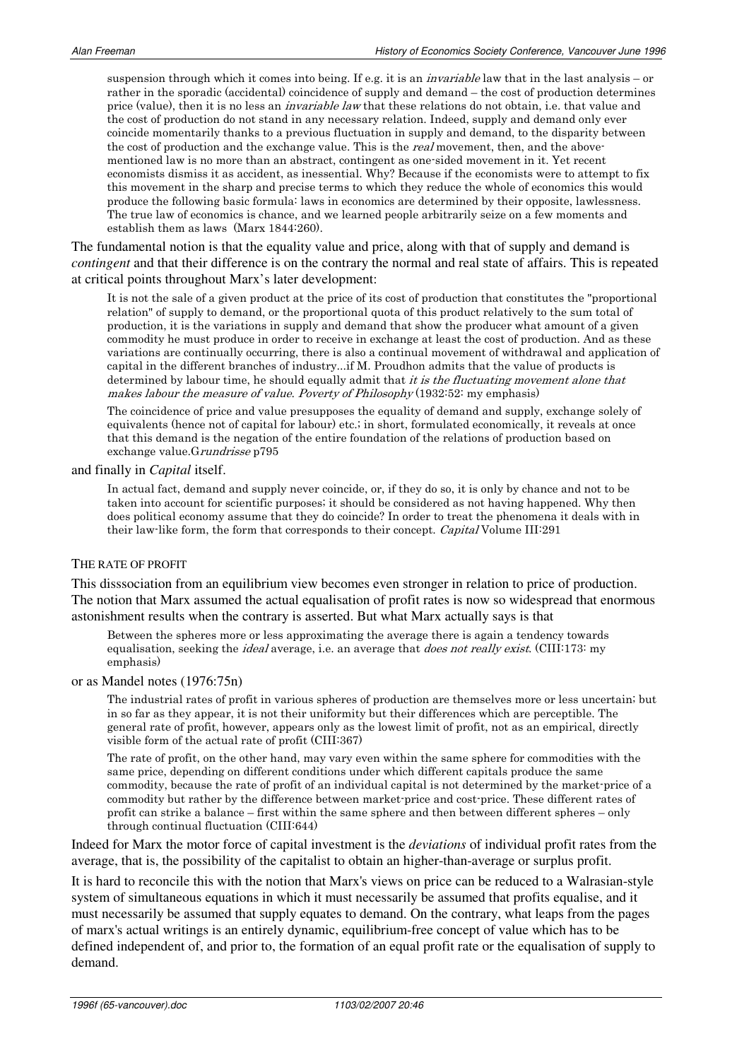> suspension through which it comes into being. If e.g. it is an *invariable* law that in the last analysis – or rather in the sporadic (accidental) coincidence of supply and demand – the cost of production determines price (value), then it is no less an *invariable law* that these relations do not obtain, i.e. that value and the cost of production do not stand in any necessary relation. Indeed, supply and demand only ever coincide momentarily thanks to a previous fluctuation in supply and demand, to the disparity between the cost of production and the exchange value. This is the *real* movement, then, and the above-mentioned law is no more than an abstract, contingent as one-sided movement in it. Yet recent economists dismiss it as accident, as inessential. Why? Because if the economists were to attempt to fix this movement in the sharp and precise terms to which they reduce the whole of economics this would produce the following basic formula: laws in economics are determined by their opposite, lawlessness. The true law of economics is chance, and we learned people arbitrarily seize on a few moments and establish them as laws (Marx 1844:260).

The fundamental notion is that the equality value and price, along with that of supply and demand is *contingent* and that their difference is on the contrary the normal and real state of affairs. This is repeated at critical points throughout Marx's later development:

> It is not the sale of a given product at the price of its cost of production that constitutes the "proportional relation" of supply to demand, or the proportional quota of this product relatively to the sum total of production, it is the variations in supply and demand that show the producer what amount of a given commodity he must produce in order to receive in exchange at least the cost of production. And as these variations are continually occurring, there is also a continual movement of withdrawal and application of capital in the different branches of industry...if M. Proudhon admits that the value of products is determined by labour time, he should equally admit that *it is the fluctuating movement alone that makes labour the measure of value*. *Poverty of Philosophy* (1932:52: my emphasis)

> The coincidence of price and value presupposes the equality of demand and supply, exchange solely of equivalents (hence not of capital for labour) etc.; in short, formulated economically, it reveals at once that this demand is the negation of the entire foundation of the relations of production based on exchange value.G*rundrisse* p795

and finally in *Capital* itself.

> In actual fact, demand and supply never coincide, or, if they do so, it is only by chance and not to be taken into account for scientific purposes; it should be considered as not having happened. Why then does political economy assume that they do coincide? In order to treat the phenomena it deals with in their law-like form, the form that corresponds to their concept. *Capital* Volume III:291

THE RATE OF PROFIT

This disssociation from an equilibrium view becomes even stronger in relation to price of production. The notion that Marx assumed the actual equalisation of profit rates is now so widespread that enormous astonishment results when the contrary is asserted. But what Marx actually says is that

> Between the spheres more or less approximating the average there is again a tendency towards equalisation, seeking the *ideal* average, i.e. an average that *does not really exist*. (CIII:173: my emphasis)

or as Mandel notes (1976:75n)

> The industrial rates of profit in various spheres of production are themselves more or less uncertain; but in so far as they appear, it is not their uniformity but their differences which are perceptible. The general rate of profit, however, appears only as the lowest limit of profit, not as an empirical, directly visible form of the actual rate of profit (CIII:367)

> The rate of profit, on the other hand, may vary even within the same sphere for commodities with the same price, depending on different conditions under which different capitals produce the same commodity, because the rate of profit of an individual capital is not determined by the market-price of a commodity but rather by the difference between market-price and cost-price. These different rates of profit can strike a balance – first within the same sphere and then between different spheres – only through continual fluctuation (CIII:644)

Indeed for Marx the motor force of capital investment is the *deviations* of individual profit rates from the average, that is, the possibility of the capitalist to obtain an higher-than-average or surplus profit.

It is hard to reconcile this with the notion that Marx's views on price can be reduced to a Walrasian-style system of simultaneous equations in which it must necessarily be assumed that profits equalise, and it must necessarily be assumed that supply equates to demand. On the contrary, what leaps from the pages of marx's actual writings is an entirely dynamic, equilibrium-free concept of value which has to be defined independent of, and prior to, the formation of an equal profit rate or the equalisation of supply to demand.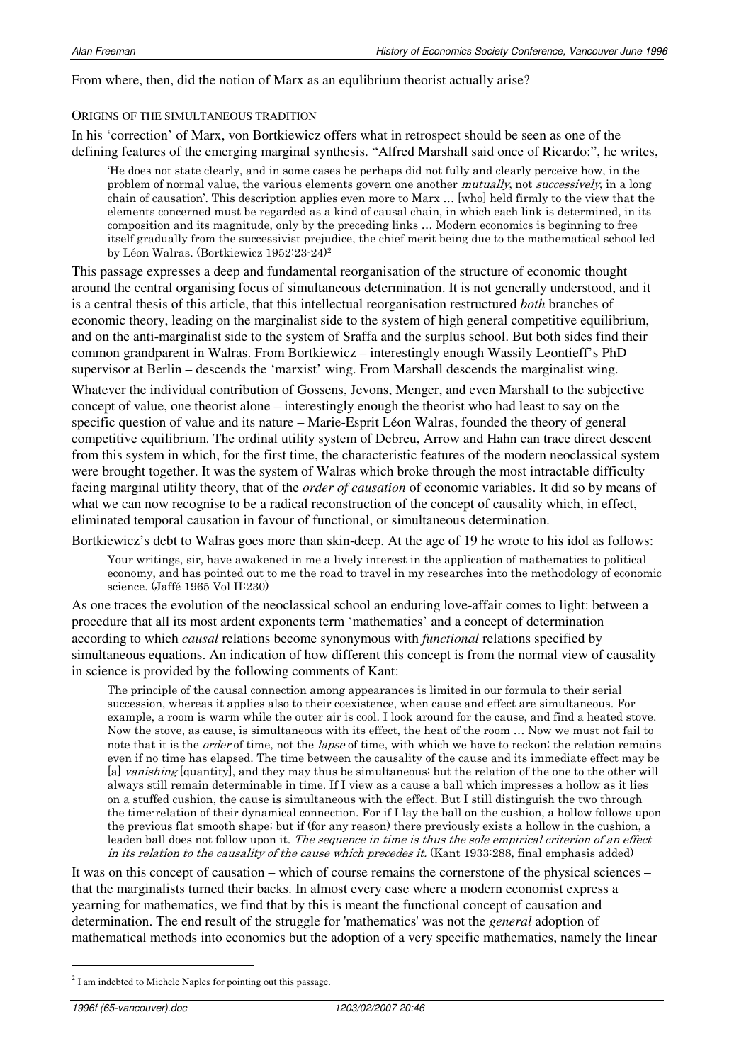From where, then, did the notion of Marx as an equlibrium theorist actually arise?

#### ORIGINS OF THE SIMULTANEOUS TRADITION

In his 'correction' of Marx, von Bortkiewicz offers what in retrospect should be seen as one of the defining features of the emerging marginal synthesis. "Alfred Marshall said once of Ricardo:", he writes,

> 'He does not state clearly, and in some cases he perhaps did not fully and clearly perceive how, in the problem of normal value, the various elements govern one another *mutually*, not *successively*, in a long chain of causation'. This description applies even more to Marx … [who] held firmly to the view that the elements concerned must be regarded as a kind of causal chain, in which each link is determined, in its composition and its magnitude, only by the preceding links … Modern economics is beginning to free itself gradually from the successivist prejudice, the chief merit being due to the mathematical school led by Léon Walras. (Bortkiewicz 1952:23-24)[2]

This passage expresses a deep and fundamental reorganisation of the structure of economic thought around the central organising focus of simultaneous determination. It is not generally understood, and it is a central thesis of this article, that this intellectual reorganisation restructured *both* branches of economic theory, leading on the marginalist side to the system of high general competitive equilibrium, and on the anti-marginalist side to the system of Sraffa and the surplus school. But both sides find their common grandparent in Walras. From Bortkiewicz – interestingly enough Wassily Leontieff's PhD supervisor at Berlin – descends the 'marxist' wing. From Marshall descends the marginalist wing.

Whatever the individual contribution of Gossens, Jevons, Menger, and even Marshall to the subjective concept of value, one theorist alone – interestingly enough the theorist who had least to say on the specific question of value and its nature – Marie-Esprit Léon Walras, founded the theory of general competitive equilibrium. The ordinal utility system of Debreu, Arrow and Hahn can trace direct descent from this system in which, for the first time, the characteristic features of the modern neoclassical system were brought together. It was the system of Walras which broke through the most intractable difficulty facing marginal utility theory, that of the *order of causation* of economic variables. It did so by means of what we can now recognise to be a radical reconstruction of the concept of causality which, in effect, eliminated temporal causation in favour of functional, or simultaneous determination.

Bortkiewicz's debt to Walras goes more than skin-deep. At the age of 19 he wrote to his idol as follows:

> Your writings, sir, have awakened in me a lively interest in the application of mathematics to political economy, and has pointed out to me the road to travel in my researches into the methodology of economic science. (Jaffé 1965 Vol II:230)

As one traces the evolution of the neoclassical school an enduring love-affair comes to light: between a procedure that all its most ardent exponents term 'mathematics' and a concept of determination according to which *causal* relations become synonymous with *functional* relations specified by simultaneous equations. An indication of how different this concept is from the normal view of causality in science is provided by the following comments of Kant:

> The principle of the causal connection among appearances is limited in our formula to their serial succession, whereas it applies also to their coexistence, when cause and effect are simultaneous. For example, a room is warm while the outer air is cool. I look around for the cause, and find a heated stove. Now the stove, as cause, is simultaneous with its effect, the heat of the room … Now we must not fail to note that it is the *order* of time, not the *lapse* of time, with which we have to reckon; the relation remains even if no time has elapsed. The time between the causality of the cause and its immediate effect may be [a] *vanishing* [quantity], and they may thus be simultaneous; but the relation of the one to the other will always still remain determinable in time. If I view as a cause a ball which impresses a hollow as it lies on a stuffed cushion, the cause is simultaneous with the effect. But I still distinguish the two through the time-relation of their dynamical connection. For if I lay the ball on the cushion, a hollow follows upon the previous flat smooth shape; but if (for any reason) there previously exists a hollow in the cushion, a leaden ball does not follow upon it. *The sequence in time is thus the sole empirical criterion of an effect in its relation to the causality of the cause which precedes it.* (Kant 1933:288, final emphasis added)

It was on this concept of causation – which of course remains the cornerstone of the physical sciences – that the marginalists turned their backs. In almost every case where a modern economist express a yearning for mathematics, we find that by this is meant the functional concept of causation and determination. The end result of the struggle for 'mathematics' was not the *general* adoption of mathematical methods into economics but the adoption of a very specific mathematics, namely the linear

---

[2] I am indebted to Michele Naples for pointing out this passage.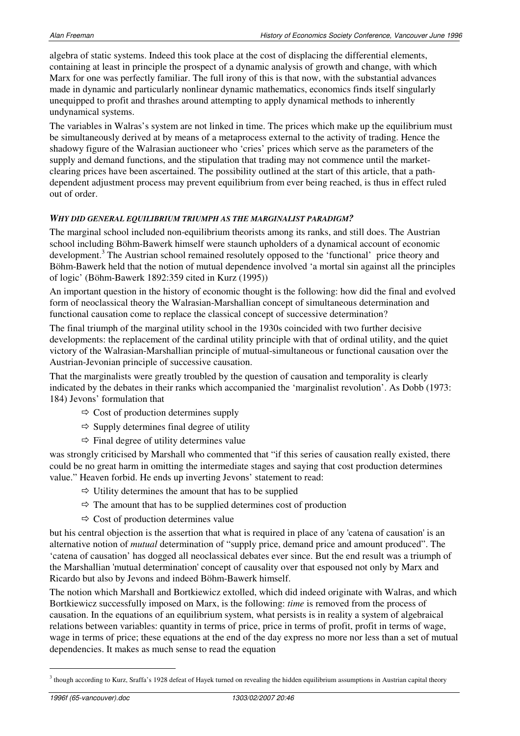algebra of static systems. Indeed this took place at the cost of displacing the differential elements, containing at least in principle the prospect of a dynamic analysis of growth and change, with which Marx for one was perfectly familiar. The full irony of this is that now, with the substantial advances made in dynamic and particularly nonlinear dynamic mathematics, economics finds itself singularly unequipped to profit and thrashes around attempting to apply dynamical methods to inherently undynamical systems.

The variables in Walras's system are not linked in time. The prices which make up the equilibrium must be simultaneously derived at by means of a metaprocess external to the activity of trading. Hence the shadowy figure of the Walrasian auctioneer who 'cries' prices which serve as the parameters of the supply and demand functions, and the stipulation that trading may not commence until the market-clearing prices have been ascertained. The possibility outlined at the start of this article, that a path-dependent adjustment process may prevent equilibrium from ever being reached, is thus in effect ruled out of order.

### *WHY DID GENERAL EQUILIBRIUM TRIUMPH AS THE MARGINALIST PARADIGM?*

The marginal school included non-equilibrium theorists among its ranks, and still does. The Austrian school including Böhm-Bawerk himself were staunch upholders of a dynamical account of economic development.[3] The Austrian school remained resolutely opposed to the 'functional' price theory and Böhm-Bawerk held that the notion of mutual dependence involved 'a mortal sin against all the principles of logic' (Böhm-Bawerk 1892:359 cited in Kurz (1995))

An important question in the history of economic thought is the following: how did the final and evolved form of neoclassical theory the Walrasian-Marshallian concept of simultaneous determination and functional causation come to replace the classical concept of successive determination?

The final triumph of the marginal utility school in the 1930s coincided with two further decisive developments: the replacement of the cardinal utility principle with that of ordinal utility, and the quiet victory of the Walrasian-Marshallian principle of mutual-simultaneous or functional causation over the Austrian-Jevonian principle of successive causation.

That the marginalists were greatly troubled by the question of causation and temporality is clearly indicated by the debates in their ranks which accompanied the 'marginalist revolution'. As Dobb (1973: 184) Jevons' formulation that

- ⇨ Cost of production determines supply
- ⇨ Supply determines final degree of utility
- ⇨ Final degree of utility determines value

was strongly criticised by Marshall who commented that "if this series of causation really existed, there could be no great harm in omitting the intermediate stages and saying that cost production determines value." Heaven forbid. He ends up inverting Jevons' statement to read:

- ⇨ Utility determines the amount that has to be supplied
- ⇨ The amount that has to be supplied determines cost of production
- ⇨ Cost of production determines value

but his central objection is the assertion that what is required in place of any 'catena of causation' is an alternative notion of *mutual* determination of "supply price, demand price and amount produced". The 'catena of causation' has dogged all neoclassical debates ever since. But the end result was a triumph of the Marshallian 'mutual determination' concept of causality over that espoused not only by Marx and Ricardo but also by Jevons and indeed Böhm-Bawerk himself.

The notion which Marshall and Bortkiewicz extolled, which did indeed originate with Walras, and which Bortkiewicz successfully imposed on Marx, is the following: *time* is removed from the process of causation. In the equations of an equilibrium system, what persists is in reality a system of algebraical relations between variables: quantity in terms of price, price in terms of profit, profit in terms of wage, wage in terms of price; these equations at the end of the day express no more nor less than a set of mutual dependencies. It makes as much sense to read the equation

[3] though according to Kurz, Sraffa's 1928 defeat of Hayek turned on revealing the hidden equilibrium assumptions in Austrian capital theory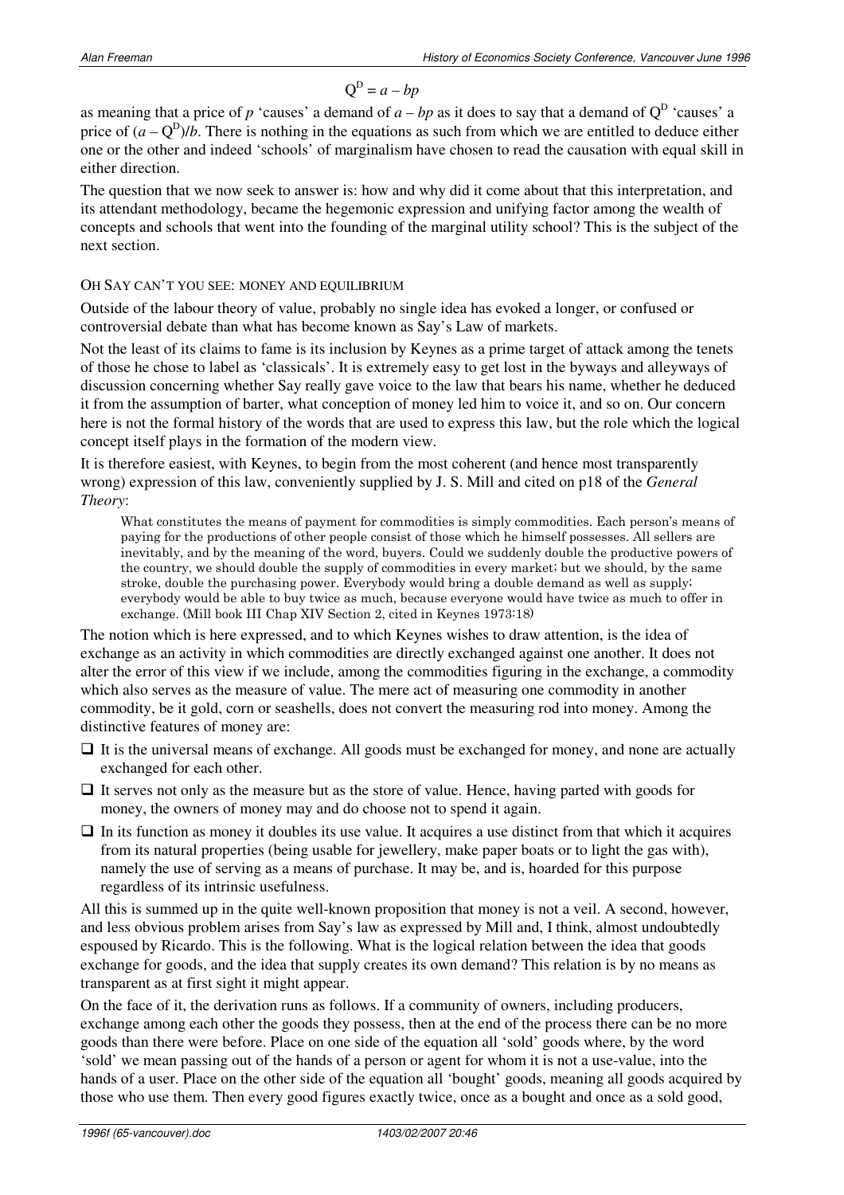$$Q^D = a - bp$$

as meaning that a price of $p$ 'causes' a demand of $a - bp$ as it does to say that a demand of $Q^D$ 'causes' a price of $(a - Q^D)/b$. There is nothing in the equations as such from which we are entitled to deduce either one or the other and indeed 'schools' of marginalism have chosen to read the causation with equal skill in either direction.

The question that we now seek to answer is: how and why did it come about that this interpretation, and its attendant methodology, became the hegemonic expression and unifying factor among the wealth of concepts and schools that went into the founding of the marginal utility school? This is the subject of the next section.

### OH SAY CAN'T YOU SEE: MONEY AND EQUILIBRIUM

Outside of the labour theory of value, probably no single idea has evoked a longer, or confused or controversial debate than what has become known as Say's Law of markets.

Not the least of its claims to fame is its inclusion by Keynes as a prime target of attack among the tenets of those he chose to label as 'classicals'. It is extremely easy to get lost in the byways and alleyways of discussion concerning whether Say really gave voice to the law that bears his name, whether he deduced it from the assumption of barter, what conception of money led him to voice it, and so on. Our concern here is not the formal history of the words that are used to express this law, but the role which the logical concept itself plays in the formation of the modern view.

It is therefore easiest, with Keynes, to begin from the most coherent (and hence most transparently wrong) expression of this law, conveniently supplied by J. S. Mill and cited on p18 of the *General Theory*:

> What constitutes the means of payment for commodities is simply commodities. Each person's means of paying for the productions of other people consist of those which he himself possesses. All sellers are inevitably, and by the meaning of the word, buyers. Could we suddenly double the productive powers of the country, we should double the supply of commodities in every market; but we should, by the same stroke, double the purchasing power. Everybody would bring a double demand as well as supply; everybody would be able to buy twice as much, because everyone would have twice as much to offer in exchange. (Mill book III Chap XIV Section 2, cited in Keynes 1973:18)

The notion which is here expressed, and to which Keynes wishes to draw attention, is the idea of exchange as an activity in which commodities are directly exchanged against one another. It does not alter the error of this view if we include, among the commodities figuring in the exchange, a commodity which also serves as the measure of value. The mere act of measuring one commodity in another commodity, be it gold, corn or seashells, does not convert the measuring rod into money. Among the distinctive features of money are:

- It is the universal means of exchange. All goods must be exchanged for money, and none are actually exchanged for each other.
- It serves not only as the measure but as the store of value. Hence, having parted with goods for money, the owners of money may and do choose not to spend it again.
- In its function as money it doubles its use value. It acquires a use distinct from that which it acquires from its natural properties (being usable for jewellery, make paper boats or to light the gas with), namely the use of serving as a means of purchase. It may be, and is, hoarded for this purpose regardless of its intrinsic usefulness.

All this is summed up in the quite well-known proposition that money is not a veil. A second, however, and less obvious problem arises from Say's law as expressed by Mill and, I think, almost undoubtedly espoused by Ricardo. This is the following. What is the logical relation between the idea that goods exchange for goods, and the idea that supply creates its own demand? This relation is by no means as transparent as at first sight it might appear.

On the face of it, the derivation runs as follows. If a community of owners, including producers, exchange among each other the goods they possess, then at the end of the process there can be no more goods than there were before. Place on one side of the equation all 'sold' goods where, by the word 'sold' we mean passing out of the hands of a person or agent for whom it is not a use-value, into the hands of a user. Place on the other side of the equation all 'bought' goods, meaning all goods acquired by those who use them. Then every good figures exactly twice, once as a bought and once as a sold good,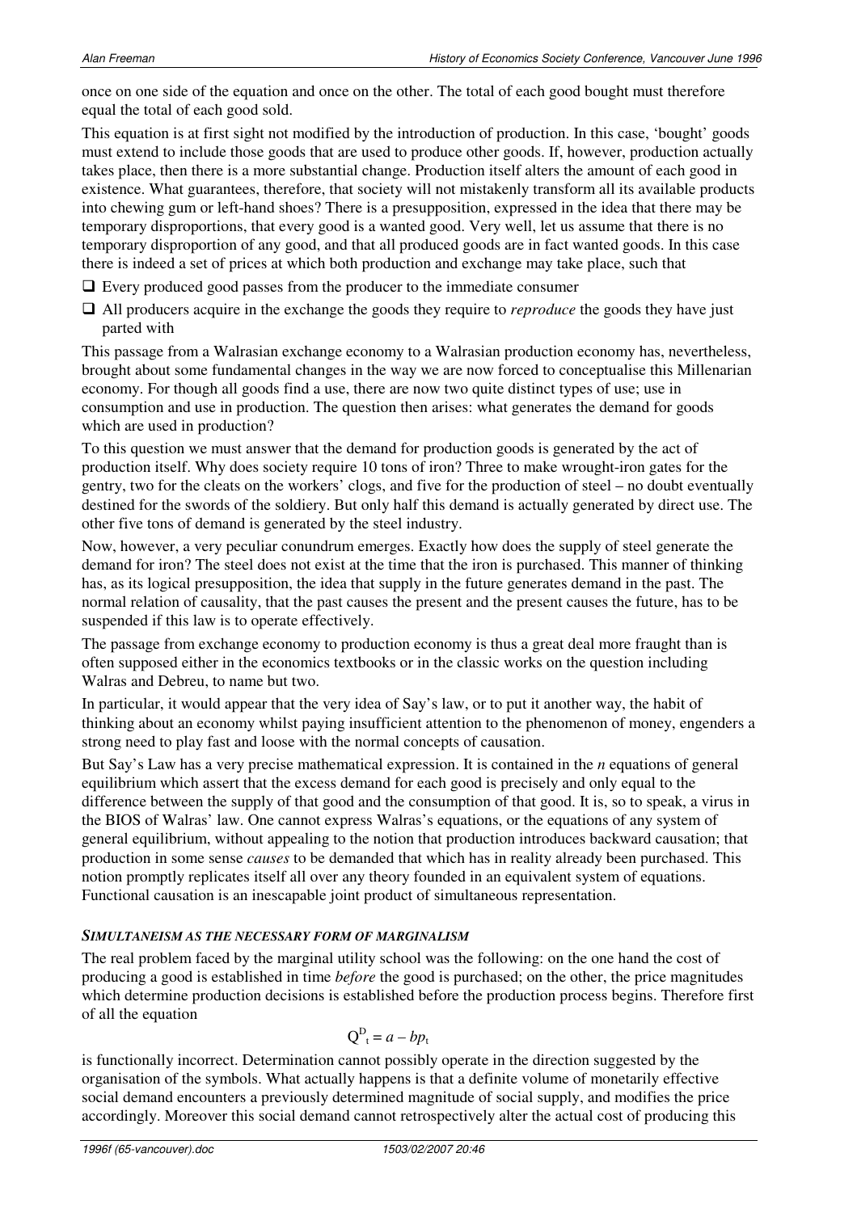once on one side of the equation and once on the other. The total of each good bought must therefore equal the total of each good sold.

This equation is at first sight not modified by the introduction of production. In this case, 'bought' goods must extend to include those goods that are used to produce other goods. If, however, production actually takes place, then there is a more substantial change. Production itself alters the amount of each good in existence. What guarantees, therefore, that society will not mistakenly transform all its available products into chewing gum or left-hand shoes? There is a presupposition, expressed in the idea that there may be temporary disproportions, that every good is a wanted good. Very well, let us assume that there is no temporary disproportion of any good, and that all produced goods are in fact wanted goods. In this case there is indeed a set of prices at which both production and exchange may take place, such that

- Every produced good passes from the producer to the immediate consumer
- All producers acquire in the exchange the goods they require to *reproduce* the goods they have just parted with

This passage from a Walrasian exchange economy to a Walrasian production economy has, nevertheless, brought about some fundamental changes in the way we are now forced to conceptualise this Millenarian economy. For though all goods find a use, there are now two quite distinct types of use; use in consumption and use in production. The question then arises: what generates the demand for goods which are used in production?

To this question we must answer that the demand for production goods is generated by the act of production itself. Why does society require 10 tons of iron? Three to make wrought-iron gates for the gentry, two for the cleats on the workers' clogs, and five for the production of steel – no doubt eventually destined for the swords of the soldiery. But only half this demand is actually generated by direct use. The other five tons of demand is generated by the steel industry.

Now, however, a very peculiar conundrum emerges. Exactly how does the supply of steel generate the demand for iron? The steel does not exist at the time that the iron is purchased. This manner of thinking has, as its logical presupposition, the idea that supply in the future generates demand in the past. The normal relation of causality, that the past causes the present and the present causes the future, has to be suspended if this law is to operate effectively.

The passage from exchange economy to production economy is thus a great deal more fraught than is often supposed either in the economics textbooks or in the classic works on the question including Walras and Debreu, to name but two.

In particular, it would appear that the very idea of Say's law, or to put it another way, the habit of thinking about an economy whilst paying insufficient attention to the phenomenon of money, engenders a strong need to play fast and loose with the normal concepts of causation.

But Say's Law has a very precise mathematical expression. It is contained in the $n$ equations of general equilibrium which assert that the excess demand for each good is precisely and only equal to the difference between the supply of that good and the consumption of that good. It is, so to speak, a virus in the BIOS of Walras' law. One cannot express Walras's equations, or the equations of any system of general equilibrium, without appealing to the notion that production introduces backward causation; that production in some sense *causes* to be demanded that which has in reality already been purchased. This notion promptly replicates itself all over any theory founded in an equivalent system of equations. Functional causation is an inescapable joint product of simultaneous representation.

### *Simultaneism as the necessary form of marginalism*

The real problem faced by the marginal utility school was the following: on the one hand the cost of producing a good is established in time *before* the good is purchased; on the other, the price magnitudes which determine production decisions is established before the production process begins. Therefore first of all the equation

$$Q^D_t = a - bp_t$$

is functionally incorrect. Determination cannot possibly operate in the direction suggested by the organisation of the symbols. What actually happens is that a definite volume of monetarily effective social demand encounters a previously determined magnitude of social supply, and modifies the price accordingly. Moreover this social demand cannot retrospectively alter the actual cost of producing this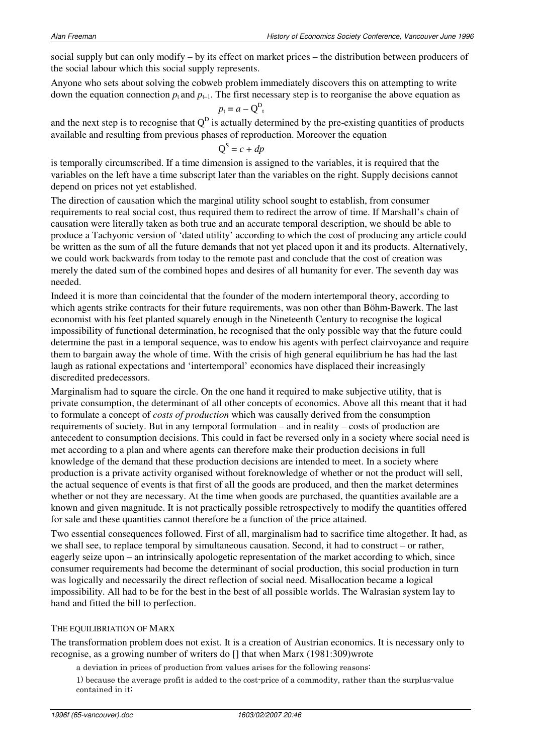social supply but can only modify – by its effect on market prices – the distribution between producers of the social labour which this social supply represents.

Anyone who sets about solving the cobweb problem immediately discovers this on attempting to write down the equation connection $p_t$ and $p_{t-1}$. The first necessary step is to reorganise the above equation as

$$p_t = a - Q^D_t$$

and the next step is to recognise that $Q^D$ is actually determined by the pre-existing quantities of products available and resulting from previous phases of reproduction. Moreover the equation

$$Q^S = c + dp$$

is temporally circumscribed. If a time dimension is assigned to the variables, it is required that the variables on the left have a time subscript later than the variables on the right. Supply decisions cannot depend on prices not yet established.

The direction of causation which the marginal utility school sought to establish, from consumer requirements to real social cost, thus required them to redirect the arrow of time. If Marshall's chain of causation were literally taken as both true and an accurate temporal description, we should be able to produce a Tachyonic version of 'dated utility' according to which the cost of producing any article could be written as the sum of all the future demands that not yet placed upon it and its products. Alternatively, we could work backwards from today to the remote past and conclude that the cost of creation was merely the dated sum of the combined hopes and desires of all humanity for ever. The seventh day was needed.

Indeed it is more than coincidental that the founder of the modern intertemporal theory, according to which agents strike contracts for their future requirements, was non other than Böhm-Bawerk. The last economist with his feet planted squarely enough in the Nineteenth Century to recognise the logical impossibility of functional determination, he recognised that the only possible way that the future could determine the past in a temporal sequence, was to endow his agents with perfect clairvoyance and require them to bargain away the whole of time. With the crisis of high general equilibrium he has had the last laugh as rational expectations and 'intertemporal' economics have displaced their increasingly discredited predecessors.

Marginalism had to square the circle. On the one hand it required to make subjective utility, that is private consumption, the determinant of all other concepts of economics. Above all this meant that it had to formulate a concept of *costs of production* which was causally derived from the consumption requirements of society. But in any temporal formulation – and in reality – costs of production are antecedent to consumption decisions. This could in fact be reversed only in a society where social need is met according to a plan and where agents can therefore make their production decisions in full knowledge of the demand that these production decisions are intended to meet. In a society where production is a private activity organised without foreknowledge of whether or not the product will sell, the actual sequence of events is that first of all the goods are produced, and then the market determines whether or not they are necessary. At the time when goods are purchased, the quantities available are a known and given magnitude. It is not practically possible retrospectively to modify the quantities offered for sale and these quantities cannot therefore be a function of the price attained.

Two essential consequences followed. First of all, marginalism had to sacrifice time altogether. It had, as we shall see, to replace temporal by simultaneous causation. Second, it had to construct – or rather, eagerly seize upon – an intrinsically apologetic representation of the market according to which, since consumer requirements had become the determinant of social production, this social production in turn was logically and necessarily the direct reflection of social need. Misallocation became a logical impossibility. All had to be for the best in the best of all possible worlds. The Walrasian system lay to hand and fitted the bill to perfection.

### THE EQUILIBRIATION OF MARX

The transformation problem does not exist. It is a creation of Austrian economics. It is necessary only to recognise, as a growing number of writers do [] that when Marx (1981:309)wrote

> a deviation in prices of production from values arises for the following reasons:
>
> 1) because the average profit is added to the cost-price of a commodity, rather than the surplus-value contained in it;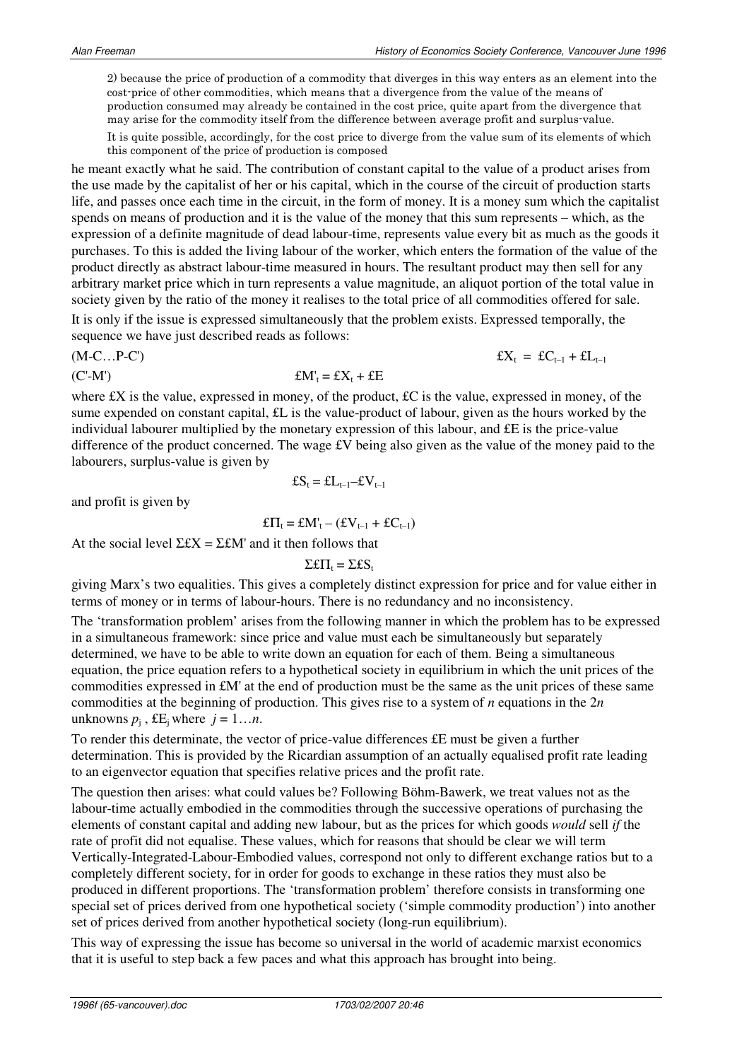> 2) because the price of production of a commodity that diverges in this way enters as an element into the cost-price of other commodities, which means that a divergence from the value of the means of production consumed may already be contained in the cost price, quite apart from the divergence that may arise for the commodity itself from the difference between average profit and surplus-value.
>
> It is quite possible, accordingly, for the cost price to diverge from the value sum of its elements of which this component of the price of production is composed

he meant exactly what he said. The contribution of constant capital to the value of a product arises from the use made by the capitalist of her or his capital, which in the course of the circuit of production starts life, and passes once each time in the circuit, in the form of money. It is a money sum which the capitalist spends on means of production and it is the value of the money that this sum represents – which, as the expression of a definite magnitude of dead labour-time, represents value every bit as much as the goods it purchases. To this is added the living labour of the worker, which enters the formation of the value of the product directly as abstract labour-time measured in hours. The resultant product may then sell for any arbitrary market price which in turn represents a value magnitude, an aliquot portion of the total value in society given by the ratio of the money it realises to the total price of all commodities offered for sale.

It is only if the issue is expressed simultaneously that the problem exists. Expressed temporally, the sequence we have just described reads as follows:

(M-C…P-C') $\qquad \pounds X_t = \pounds C_{t-1} + \pounds L_{t-1}$

(C'-M') $\qquad \pounds M'_t = \pounds X_t + \pounds E$

where £X is the value, expressed in money, of the product, £C is the value, expressed in money, of the sume expended on constant capital, £L is the value-product of labour, given as the hours worked by the individual labourer multiplied by the monetary expression of this labour, and £E is the price-value difference of the product concerned. The wage £V being also given as the value of the money paid to the labourers, surplus-value is given by

$$\pounds S_t = \pounds L_{t-1} - \pounds V_{t-1}$$

and profit is given by

$$\pounds\Pi_t = \pounds M'_t - (\pounds V_{t-1} + \pounds C_{t-1})$$

At the social level $\Sigma\pounds X = \Sigma\pounds M'$ and it then follows that

$$\Sigma\pounds\Pi_t = \Sigma\pounds S_t$$

giving Marx's two equalities. This gives a completely distinct expression for price and for value either in terms of money or in terms of labour-hours. There is no redundancy and no inconsistency.

The 'transformation problem' arises from the following manner in which the problem has to be expressed in a simultaneous framework: since price and value must each be simultaneously but separately determined, we have to be able to write down an equation for each of them. Being a simultaneous equation, the price equation refers to a hypothetical society in equilibrium in which the unit prices of the commodities expressed in £M' at the end of production must be the same as the unit prices of these same commodities at the beginning of production. This gives rise to a system of *n* equations in the 2*n* unknowns $p_j$ , $\pounds E_j$ where $j = 1\ldots n$.

To render this determinate, the vector of price-value differences £E must be given a further determination. This is provided by the Ricardian assumption of an actually equalised profit rate leading to an eigenvector equation that specifies relative prices and the profit rate.

The question then arises: what could values be? Following Böhm-Bawerk, we treat values not as the labour-time actually embodied in the commodities through the successive operations of purchasing the elements of constant capital and adding new labour, but as the prices for which goods *would* sell *if* the rate of profit did not equalise. These values, which for reasons that should be clear we will term Vertically-Integrated-Labour-Embodied values, correspond not only to different exchange ratios but to a completely different society, for in order for goods to exchange in these ratios they must also be produced in different proportions. The 'transformation problem' therefore consists in transforming one special set of prices derived from one hypothetical society ('simple commodity production') into another set of prices derived from another hypothetical society (long-run equilibrium).

This way of expressing the issue has become so universal in the world of academic marxist economics that it is useful to step back a few paces and what this approach has brought into being.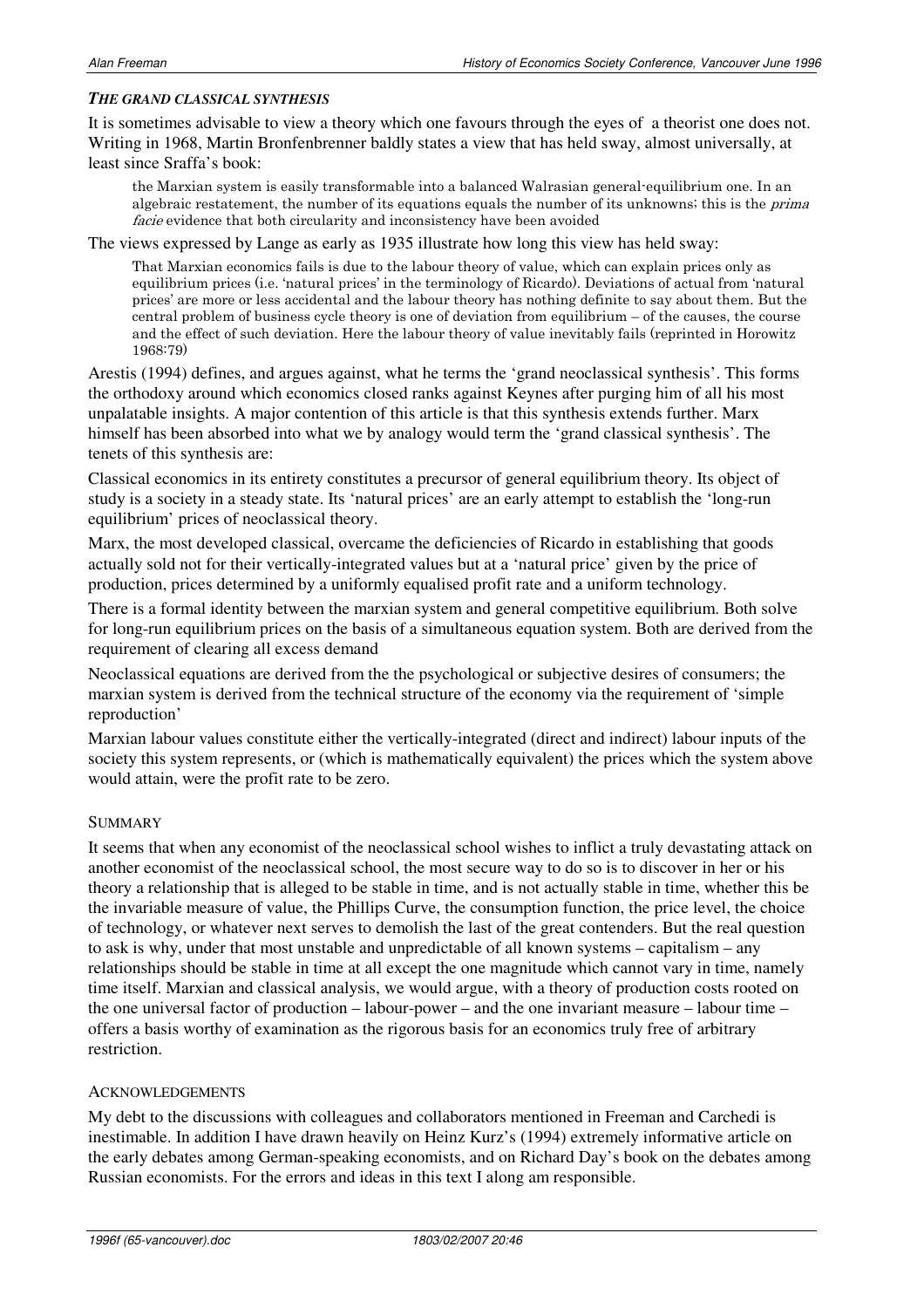### *THE GRAND CLASSICAL SYNTHESIS*

It is sometimes advisable to view a theory which one favours through the eyes of a theorist one does not. Writing in 1968, Martin Bronfenbrenner baldly states a view that has held sway, almost universally, at least since Sraffa's book:

> the Marxian system is easily transformable into a balanced Walrasian general-equilibrium one. In an algebraic restatement, the number of its equations equals the number of its unknowns; this is the *prima facie* evidence that both circularity and inconsistency have been avoided

The views expressed by Lange as early as 1935 illustrate how long this view has held sway:

> That Marxian economics fails is due to the labour theory of value, which can explain prices only as equilibrium prices (i.e. 'natural prices' in the terminology of Ricardo). Deviations of actual from 'natural prices' are more or less accidental and the labour theory has nothing definite to say about them. But the central problem of business cycle theory is one of deviation from equilibrium – of the causes, the course and the effect of such deviation. Here the labour theory of value inevitably fails (reprinted in Horowitz 1968:79)

Arestis (1994) defines, and argues against, what he terms the 'grand neoclassical synthesis'. This forms the orthodoxy around which economics closed ranks against Keynes after purging him of all his most unpalatable insights. A major contention of this article is that this synthesis extends further. Marx himself has been absorbed into what we by analogy would term the 'grand classical synthesis'. The tenets of this synthesis are:

Classical economics in its entirety constitutes a precursor of general equilibrium theory. Its object of study is a society in a steady state. Its 'natural prices' are an early attempt to establish the 'long-run equilibrium' prices of neoclassical theory.

Marx, the most developed classical, overcame the deficiencies of Ricardo in establishing that goods actually sold not for their vertically-integrated values but at a 'natural price' given by the price of production, prices determined by a uniformly equalised profit rate and a uniform technology.

There is a formal identity between the marxian system and general competitive equilibrium. Both solve for long-run equilibrium prices on the basis of a simultaneous equation system. Both are derived from the requirement of clearing all excess demand

Neoclassical equations are derived from the the psychological or subjective desires of consumers; the marxian system is derived from the technical structure of the economy via the requirement of 'simple reproduction'

Marxian labour values constitute either the vertically-integrated (direct and indirect) labour inputs of the society this system represents, or (which is mathematically equivalent) the prices which the system above would attain, were the profit rate to be zero.

### SUMMARY

It seems that when any economist of the neoclassical school wishes to inflict a truly devastating attack on another economist of the neoclassical school, the most secure way to do so is to discover in her or his theory a relationship that is alleged to be stable in time, and is not actually stable in time, whether this be the invariable measure of value, the Phillips Curve, the consumption function, the price level, the choice of technology, or whatever next serves to demolish the last of the great contenders. But the real question to ask is why, under that most unstable and unpredictable of all known systems – capitalism – any relationships should be stable in time at all except the one magnitude which cannot vary in time, namely time itself. Marxian and classical analysis, we would argue, with a theory of production costs rooted on the one universal factor of production – labour-power – and the one invariant measure – labour time – offers a basis worthy of examination as the rigorous basis for an economics truly free of arbitrary restriction.

### ACKNOWLEDGEMENTS

My debt to the discussions with colleagues and collaborators mentioned in Freeman and Carchedi is inestimable. In addition I have drawn heavily on Heinz Kurz's (1994) extremely informative article on the early debates among German-speaking economists, and on Richard Day's book on the debates among Russian economists. For the errors and ideas in this text I along am responsible.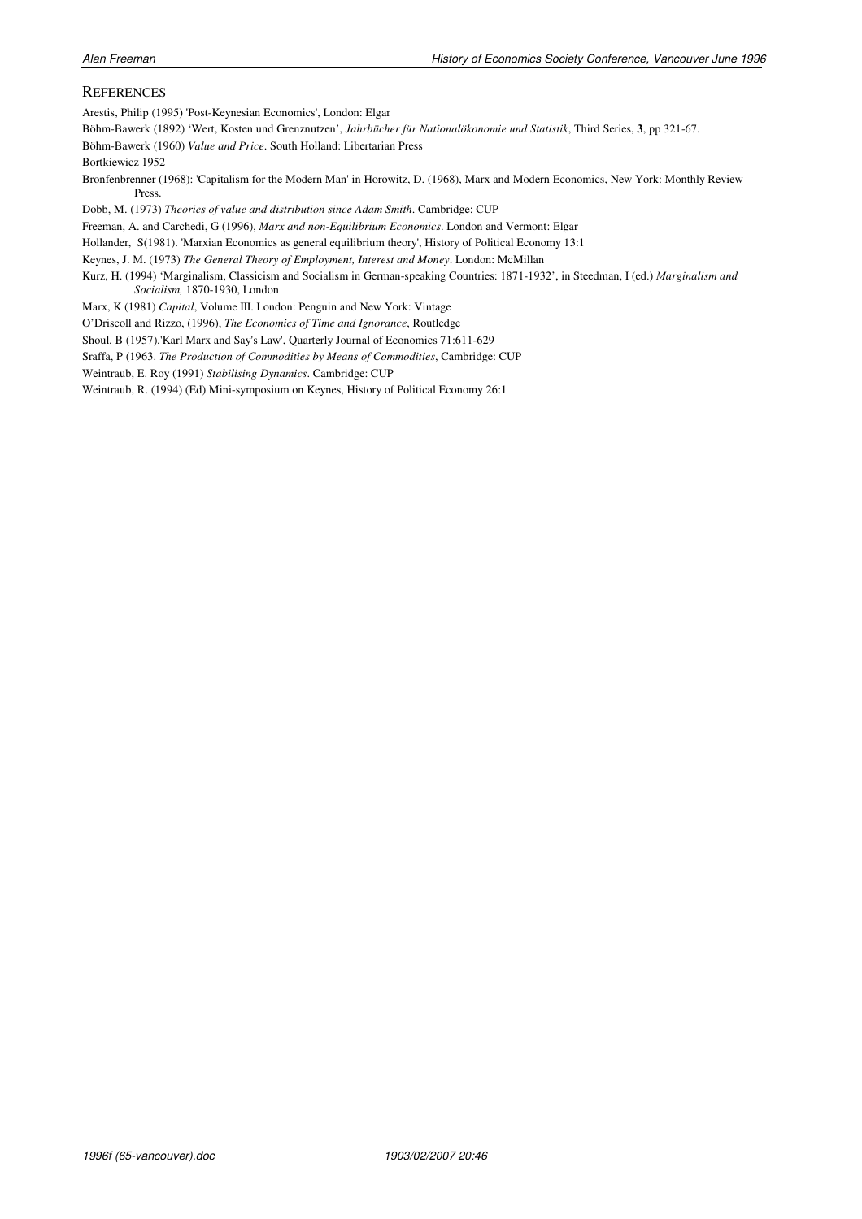## REFERENCES

Arestis, Philip (1995) 'Post-Keynesian Economics', London: Elgar

Böhm-Bawerk (1892) 'Wert, Kosten und Grenznutzen', *Jahrbücher für Nationalökonomie und Statistik*, Third Series, **3**, pp 321-67.

Böhm-Bawerk (1960) *Value and Price*. South Holland: Libertarian Press

Bortkiewicz 1952

Bronfenbrenner (1968): 'Capitalism for the Modern Man' in Horowitz, D. (1968), Marx and Modern Economics, New York: Monthly Review Press.

Dobb, M. (1973) *Theories of value and distribution since Adam Smith*. Cambridge: CUP

Freeman, A. and Carchedi, G (1996), *Marx and non-Equilibrium Economics*. London and Vermont: Elgar

Hollander, S(1981). 'Marxian Economics as general equilibrium theory', History of Political Economy 13:1

Keynes, J. M. (1973) *The General Theory of Employment, Interest and Money*. London: McMillan

Kurz, H. (1994) 'Marginalism, Classicism and Socialism in German-speaking Countries: 1871-1932', in Steedman, I (ed.) *Marginalism and Socialism,* 1870-1930, London

Marx, K (1981) *Capital*, Volume III. London: Penguin and New York: Vintage

O'Driscoll and Rizzo, (1996), *The Economics of Time and Ignorance*, Routledge

Shoul, B (1957),'Karl Marx and Say's Law', Quarterly Journal of Economics 71:611-629

Sraffa, P (1963. *The Production of Commodities by Means of Commodities*, Cambridge: CUP

Weintraub, E. Roy (1991) *Stabilising Dynamics*. Cambridge: CUP

Weintraub, R. (1994) (Ed) Mini-symposium on Keynes, History of Political Economy 26:1